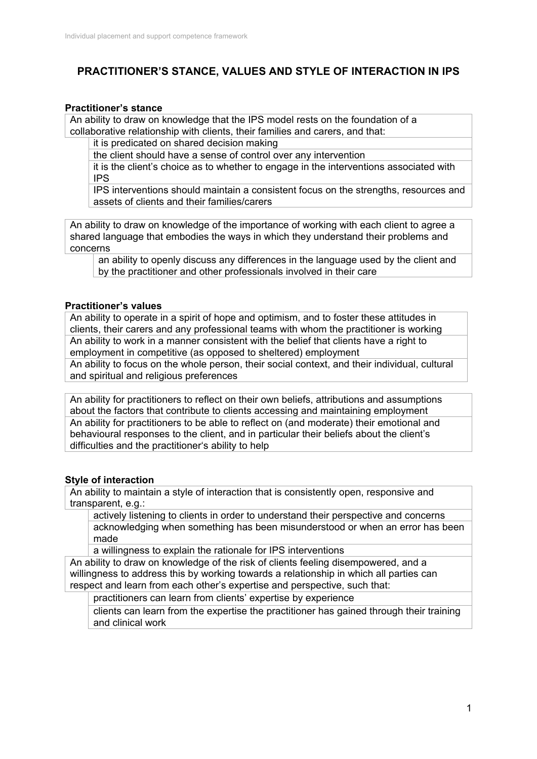# PRACTITIONER'S STANCE, VALUES AND STYLE OF INTERACTION IN IPS

## Practitioner's stance

An ability to draw on knowledge that the IPS model rests on the foundation of a collaborative relationship with clients, their families and carers, and that:

- it is predicated on shared decision making
- the client should have a sense of control over any intervention
- it is the client's choice as to whether to engage in the interventions associated with IPS
- IPS interventions should maintain a consistent focus on the strengths, resources and assets of clients and their families/carers

An ability to draw on knowledge of the importance of working with each client to agree a shared language that embodies the ways in which they understand their problems and concerns

- an ability to openly discuss any differences in the language used by the client and by the practitioner and other professionals involved in their care

## Practitioner's values

An ability to operate in a spirit of hope and optimism, and to foster these attitudes in clients, their carers and any professional teams with whom the practitioner is working

An ability to work in a manner consistent with the belief that clients have a right to employment in competitive (as opposed to sheltered) employment

An ability to focus on the whole person, their social context, and their individual, cultural and spiritual and religious preferences

An ability for practitioners to reflect on their own beliefs, attributions and assumptions about the factors that contribute to clients accessing and maintaining employment

An ability for practitioners to be able to reflect on (and moderate) their emotional and behavioural responses to the client, and in particular their beliefs about the client's difficulties and the practitioner's ability to help

## Style of interaction

An ability to maintain a style of interaction that is consistently open, responsive and transparent, e.g.:

- actively listening to clients in order to understand their perspective and concerns
- acknowledging when something has been misunderstood or when an error has been made
- a willingness to explain the rationale for IPS interventions

An ability to draw on knowledge of the risk of clients feeling disempowered, and a willingness to address this by working towards a relationship in which all parties can respect and learn from each other's expertise and perspective, such that:

- practitioners can learn from clients' expertise by experience
- clients can learn from the expertise the practitioner has gained through their training and clinical work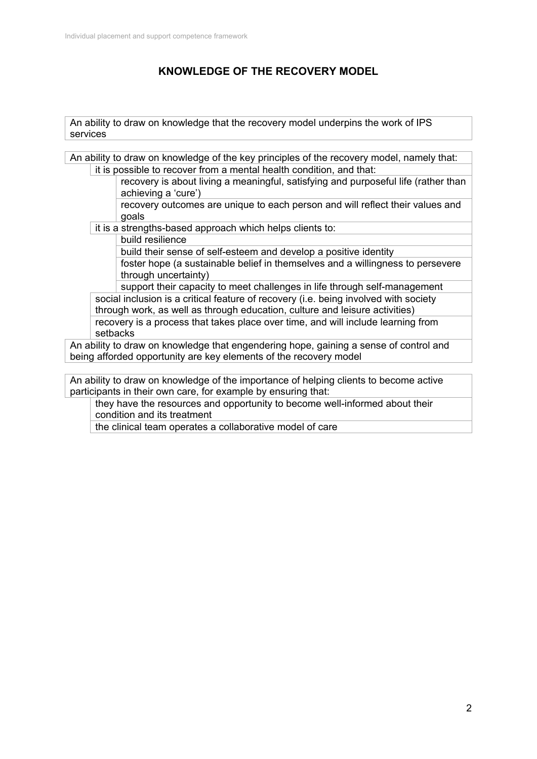## KNOWLEDGE OF THE RECOVERY MODEL

An ability to draw on knowledge that the recovery model underpins the work of IPS services

An ability to draw on knowledge of the key principles of the recovery model, namely that:

- it is possible to recover from a mental health condition, and that:
  - recovery is about living a meaningful, satisfying and purposeful life (rather than achieving a 'cure')
  - recovery outcomes are unique to each person and will reflect their values and goals
- it is a strengths-based approach which helps clients to:
  - build resilience
  - build their sense of self-esteem and develop a positive identity
  - foster hope (a sustainable belief in themselves and a willingness to persevere through uncertainty)
  - support their capacity to meet challenges in life through self-management
- social inclusion is a critical feature of recovery (i.e. being involved with society through work, as well as through education, culture and leisure activities)
- recovery is a process that takes place over time, and will include learning from setbacks

An ability to draw on knowledge that engendering hope, gaining a sense of control and being afforded opportunity are key elements of the recovery model

An ability to draw on knowledge of the importance of helping clients to become active participants in their own care, for example by ensuring that:

- they have the resources and opportunity to become well-informed about their condition and its treatment
- the clinical team operates a collaborative model of care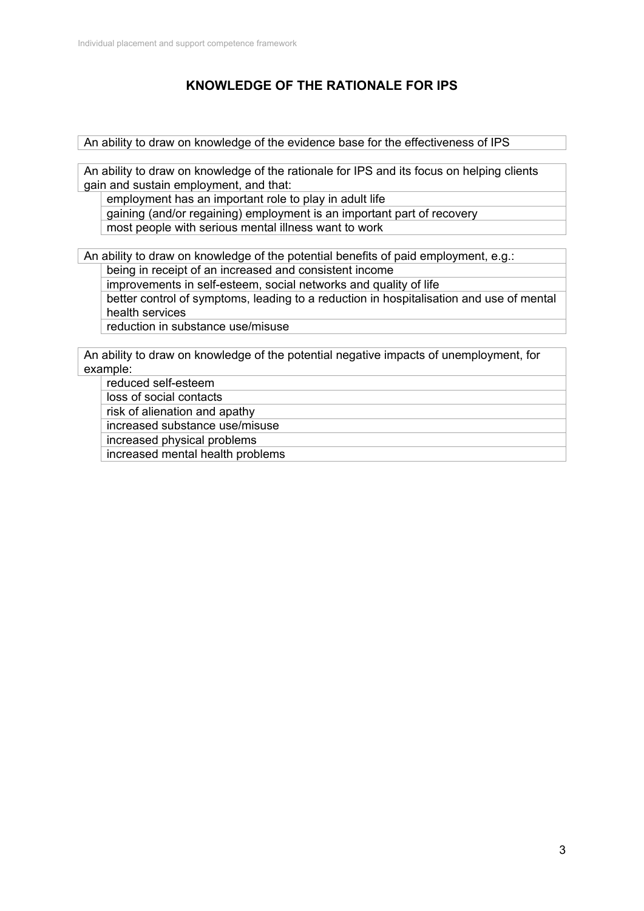# KNOWLEDGE OF THE RATIONALE FOR IPS

An ability to draw on knowledge of the evidence base for the effectiveness of IPS

An ability to draw on knowledge of the rationale for IPS and its focus on helping clients gain and sustain employment, and that:

- employment has an important role to play in adult life
- gaining (and/or regaining) employment is an important part of recovery
- most people with serious mental illness want to work

An ability to draw on knowledge of the potential benefits of paid employment, e.g.:

- being in receipt of an increased and consistent income
- improvements in self-esteem, social networks and quality of life
- better control of symptoms, leading to a reduction in hospitalisation and use of mental health services
- reduction in substance use/misuse

An ability to draw on knowledge of the potential negative impacts of unemployment, for example:

- reduced self-esteem
- loss of social contacts
- risk of alienation and apathy
- increased substance use/misuse
- increased physical problems
- increased mental health problems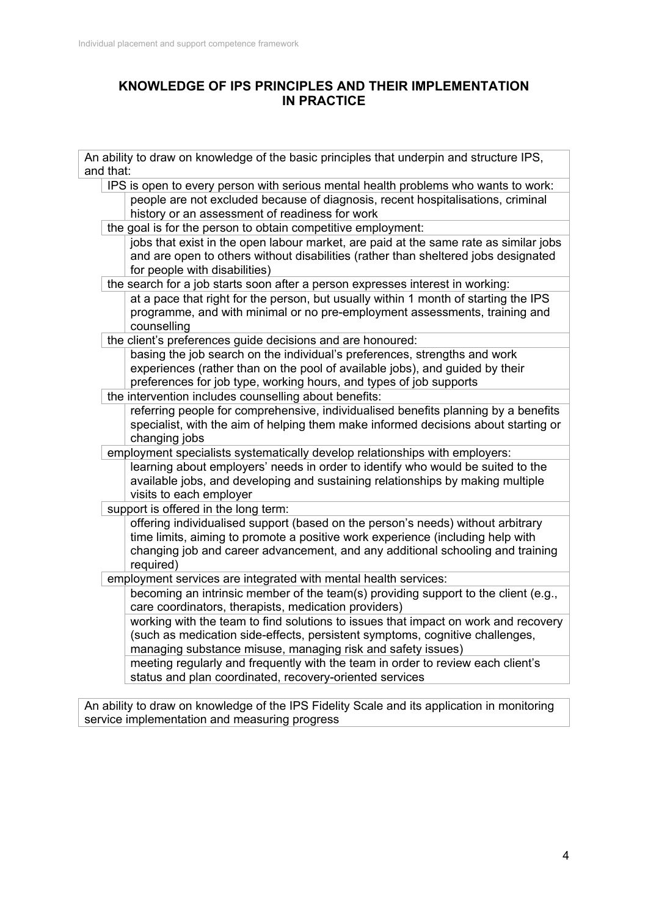## KNOWLEDGE OF IPS PRINCIPLES AND THEIR IMPLEMENTATION IN PRACTICE

An ability to draw on knowledge of the basic principles that underpin and structure IPS, and that:

- IPS is open to every person with serious mental health problems who wants to work:
  - people are not excluded because of diagnosis, recent hospitalisations, criminal history or an assessment of readiness for work
- the goal is for the person to obtain competitive employment:
  - jobs that exist in the open labour market, are paid at the same rate as similar jobs and are open to others without disabilities (rather than sheltered jobs designated for people with disabilities)
- the search for a job starts soon after a person expresses interest in working:
  - at a pace that right for the person, but usually within 1 month of starting the IPS programme, and with minimal or no pre-employment assessments, training and counselling
- the client's preferences guide decisions and are honoured:
  - basing the job search on the individual's preferences, strengths and work experiences (rather than on the pool of available jobs), and guided by their preferences for job type, working hours, and types of job supports
- the intervention includes counselling about benefits:
  - referring people for comprehensive, individualised benefits planning by a benefits specialist, with the aim of helping them make informed decisions about starting or changing jobs
- employment specialists systematically develop relationships with employers:
  - learning about employers' needs in order to identify who would be suited to the available jobs, and developing and sustaining relationships by making multiple visits to each employer
- support is offered in the long term:
  - offering individualised support (based on the person's needs) without arbitrary time limits, aiming to promote a positive work experience (including help with changing job and career advancement, and any additional schooling and training required)
- employment services are integrated with mental health services:
  - becoming an intrinsic member of the team(s) providing support to the client (e.g., care coordinators, therapists, medication providers)
  - working with the team to find solutions to issues that impact on work and recovery (such as medication side-effects, persistent symptoms, cognitive challenges, managing substance misuse, managing risk and safety issues)
  - meeting regularly and frequently with the team in order to review each client's status and plan coordinated, recovery-oriented services

An ability to draw on knowledge of the IPS Fidelity Scale and its application in monitoring service implementation and measuring progress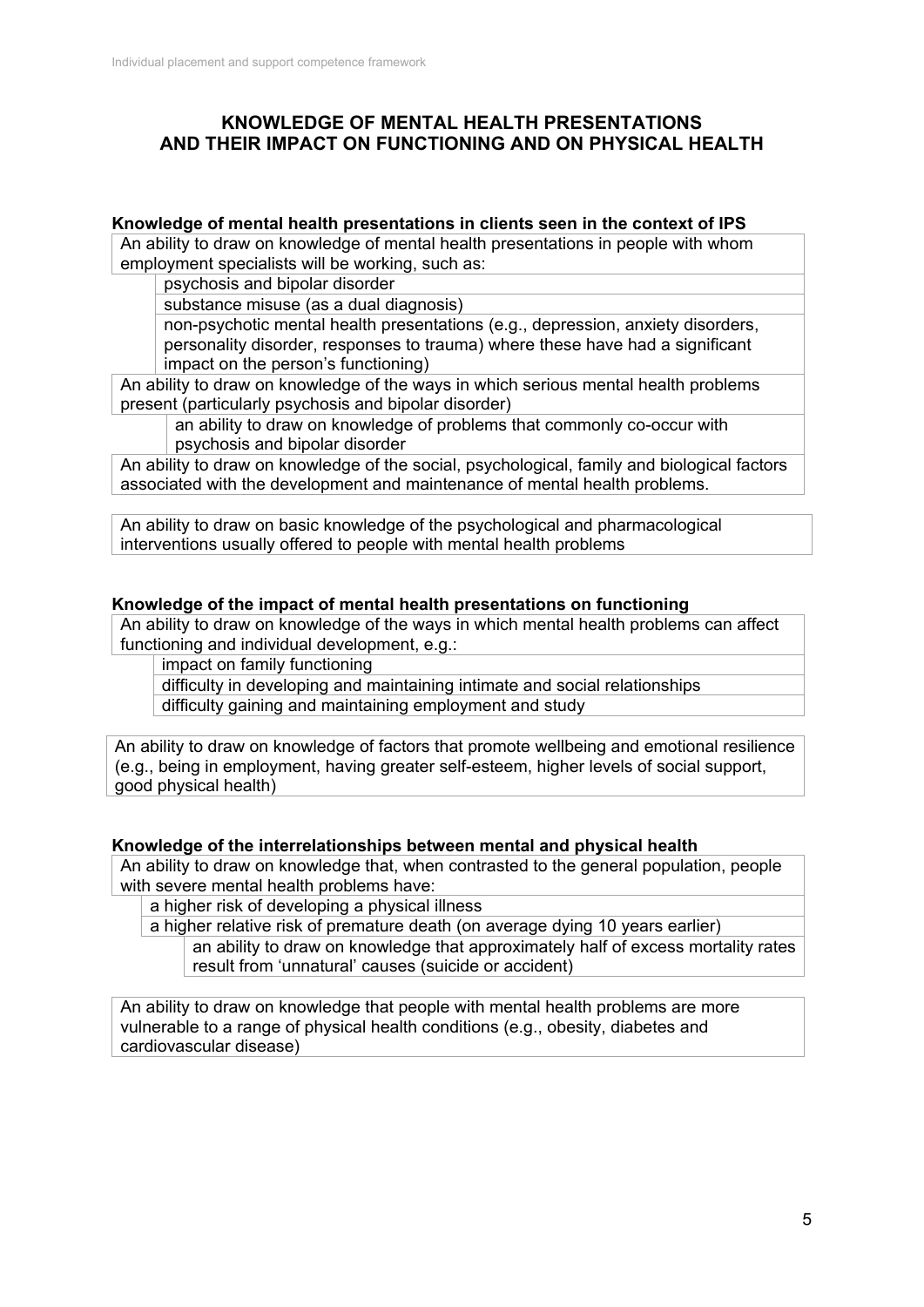## KNOWLEDGE OF MENTAL HEALTH PRESENTATIONS AND THEIR IMPACT ON FUNCTIONING AND ON PHYSICAL HEALTH

### Knowledge of mental health presentations in clients seen in the context of IPS

An ability to draw on knowledge of mental health presentations in people with whom employment specialists will be working, such as:

- psychosis and bipolar disorder
- substance misuse (as a dual diagnosis)
- non-psychotic mental health presentations (e.g., depression, anxiety disorders, personality disorder, responses to trauma) where these have had a significant impact on the person's functioning)

An ability to draw on knowledge of the ways in which serious mental health problems present (particularly psychosis and bipolar disorder)

- an ability to draw on knowledge of problems that commonly co-occur with psychosis and bipolar disorder

An ability to draw on knowledge of the social, psychological, family and biological factors associated with the development and maintenance of mental health problems.

An ability to draw on basic knowledge of the psychological and pharmacological interventions usually offered to people with mental health problems

### Knowledge of the impact of mental health presentations on functioning

An ability to draw on knowledge of the ways in which mental health problems can affect functioning and individual development, e.g.:

- impact on family functioning
- difficulty in developing and maintaining intimate and social relationships
- difficulty gaining and maintaining employment and study

An ability to draw on knowledge of factors that promote wellbeing and emotional resilience (e.g., being in employment, having greater self-esteem, higher levels of social support, good physical health)

### Knowledge of the interrelationships between mental and physical health

An ability to draw on knowledge that, when contrasted to the general population, people with severe mental health problems have:

- a higher risk of developing a physical illness
- a higher relative risk of premature death (on average dying 10 years earlier)
  - an ability to draw on knowledge that approximately half of excess mortality rates result from 'unnatural' causes (suicide or accident)

An ability to draw on knowledge that people with mental health problems are more vulnerable to a range of physical health conditions (e.g., obesity, diabetes and cardiovascular disease)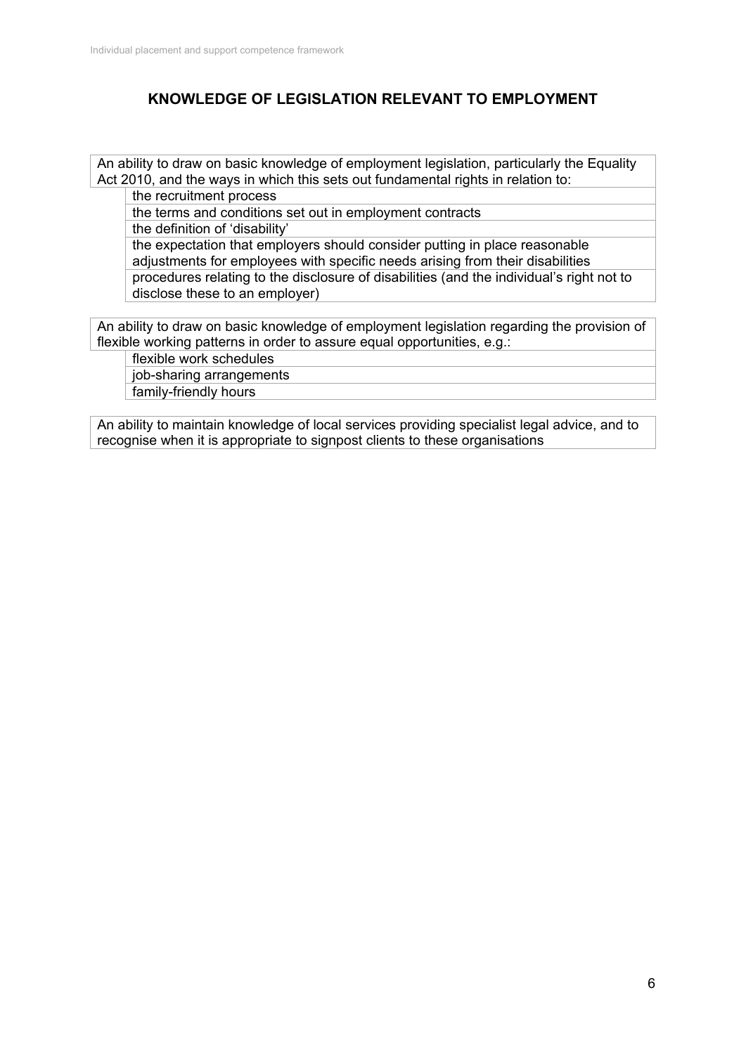## KNOWLEDGE OF LEGISLATION RELEVANT TO EMPLOYMENT

An ability to draw on basic knowledge of employment legislation, particularly the Equality Act 2010, and the ways in which this sets out fundamental rights in relation to:

- the recruitment process
- the terms and conditions set out in employment contracts
- the definition of 'disability'
- the expectation that employers should consider putting in place reasonable adjustments for employees with specific needs arising from their disabilities
- procedures relating to the disclosure of disabilities (and the individual's right not to disclose these to an employer)

An ability to draw on basic knowledge of employment legislation regarding the provision of flexible working patterns in order to assure equal opportunities, e.g.:

- flexible work schedules
- job-sharing arrangements
- family-friendly hours

An ability to maintain knowledge of local services providing specialist legal advice, and to recognise when it is appropriate to signpost clients to these organisations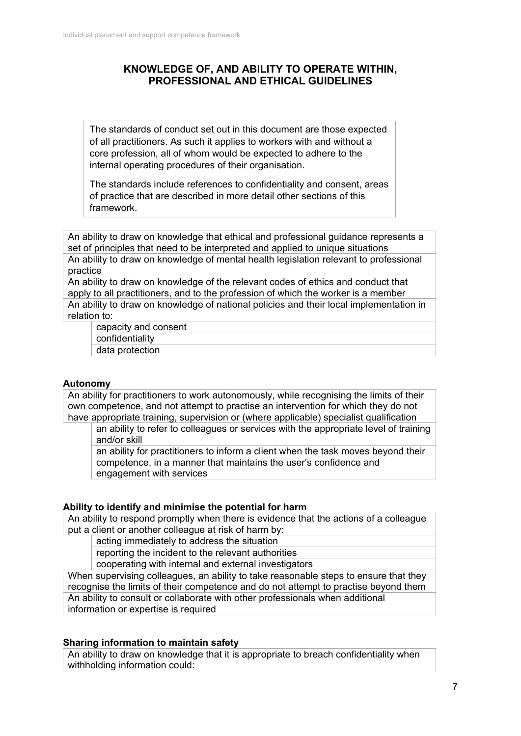# KNOWLEDGE OF, AND ABILITY TO OPERATE WITHIN, PROFESSIONAL AND ETHICAL GUIDELINES

> The standards of conduct set out in this document are those expected of all practitioners. As such it applies to workers with and without a core profession, all of whom would be expected to adhere to the internal operating procedures of their organisation.
>
> The standards include references to confidentiality and consent, areas of practice that are described in more detail other sections of this framework.

- An ability to draw on knowledge that ethical and professional guidance represents a set of principles that need to be interpreted and applied to unique situations
- An ability to draw on knowledge of mental health legislation relevant to professional practice
- An ability to draw on knowledge of the relevant codes of ethics and conduct that apply to all practitioners, and to the profession of which the worker is a member
- An ability to draw on knowledge of national policies and their local implementation in relation to:
  - capacity and consent
  - confidentiality
  - data protection

**Autonomy**

- An ability for practitioners to work autonomously, while recognising the limits of their own competence, and not attempt to practise an intervention for which they do not have appropriate training, supervision or (where applicable) specialist qualification
  - an ability to refer to colleagues or services with the appropriate level of training and/or skill
  - an ability for practitioners to inform a client when the task moves beyond their competence, in a manner that maintains the user's confidence and engagement with services

**Ability to identify and minimise the potential for harm**

- An ability to respond promptly when there is evidence that the actions of a colleague put a client or another colleague at risk of harm by:
  - acting immediately to address the situation
  - reporting the incident to the relevant authorities
  - cooperating with internal and external investigators
- When supervising colleagues, an ability to take reasonable steps to ensure that they recognise the limits of their competence and do not attempt to practise beyond them
- An ability to consult or collaborate with other professionals when additional information or expertise is required

**Sharing information to maintain safety**

- An ability to draw on knowledge that it is appropriate to breach confidentiality when withholding information could: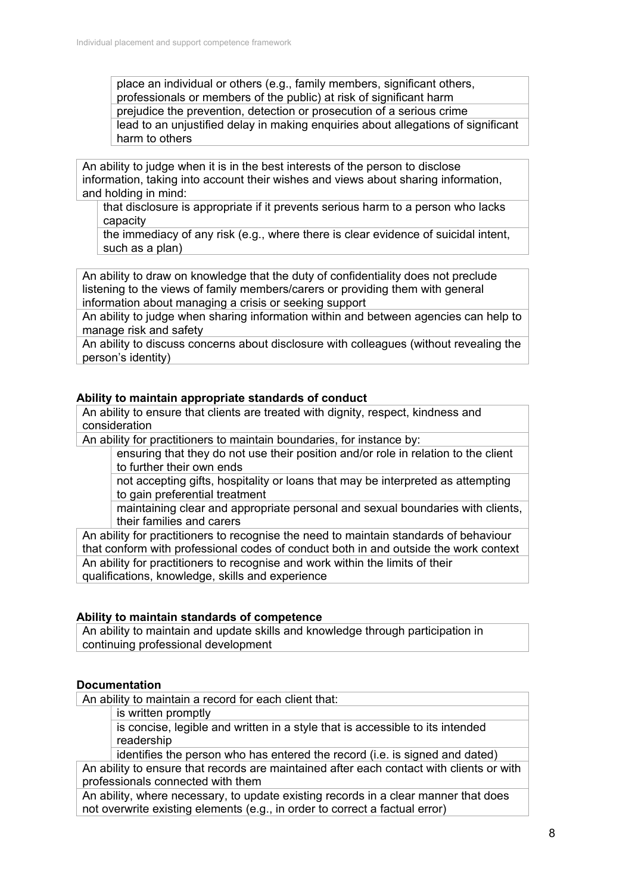- place an individual or others (e.g., family members, significant others, professionals or members of the public) at risk of significant harm
- prejudice the prevention, detection or prosecution of a serious crime
- lead to an unjustified delay in making enquiries about allegations of significant harm to others

An ability to judge when it is in the best interests of the person to disclose information, taking into account their wishes and views about sharing information, and holding in mind:

- that disclosure is appropriate if it prevents serious harm to a person who lacks capacity
- the immediacy of any risk (e.g., where there is clear evidence of suicidal intent, such as a plan)

An ability to draw on knowledge that the duty of confidentiality does not preclude listening to the views of family members/carers or providing them with general information about managing a crisis or seeking support

An ability to judge when sharing information within and between agencies can help to manage risk and safety

An ability to discuss concerns about disclosure with colleagues (without revealing the person's identity)

**Ability to maintain appropriate standards of conduct**

An ability to ensure that clients are treated with dignity, respect, kindness and consideration

An ability for practitioners to maintain boundaries, for instance by:

- ensuring that they do not use their position and/or role in relation to the client to further their own ends
- not accepting gifts, hospitality or loans that may be interpreted as attempting to gain preferential treatment
- maintaining clear and appropriate personal and sexual boundaries with clients, their families and carers

An ability for practitioners to recognise the need to maintain standards of behaviour that conform with professional codes of conduct both in and outside the work context

An ability for practitioners to recognise and work within the limits of their qualifications, knowledge, skills and experience

**Ability to maintain standards of competence**

An ability to maintain and update skills and knowledge through participation in continuing professional development

**Documentation**

An ability to maintain a record for each client that:

- is written promptly
- is concise, legible and written in a style that is accessible to its intended readership
- identifies the person who has entered the record (i.e. is signed and dated)

An ability to ensure that records are maintained after each contact with clients or with professionals connected with them

An ability, where necessary, to update existing records in a clear manner that does not overwrite existing elements (e.g., in order to correct a factual error)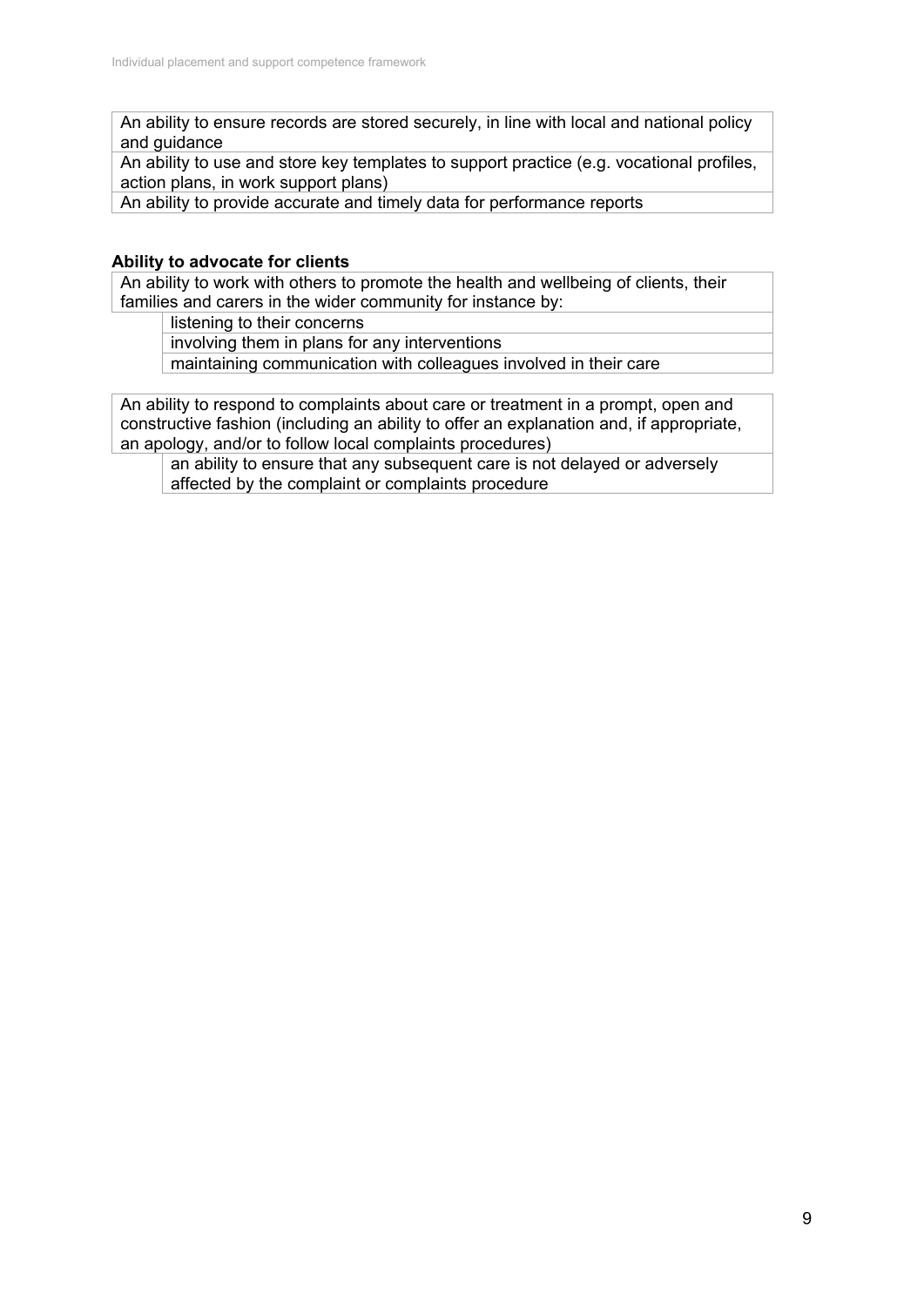An ability to ensure records are stored securely, in line with local and national policy and guidance

An ability to use and store key templates to support practice (e.g. vocational profiles, action plans, in work support plans)

An ability to provide accurate and timely data for performance reports

**Ability to advocate for clients**

An ability to work with others to promote the health and wellbeing of clients, their families and carers in the wider community for instance by:

- listening to their concerns
- involving them in plans for any interventions
- maintaining communication with colleagues involved in their care

An ability to respond to complaints about care or treatment in a prompt, open and constructive fashion (including an ability to offer an explanation and, if appropriate, an apology, and/or to follow local complaints procedures)

- an ability to ensure that any subsequent care is not delayed or adversely affected by the complaint or complaints procedure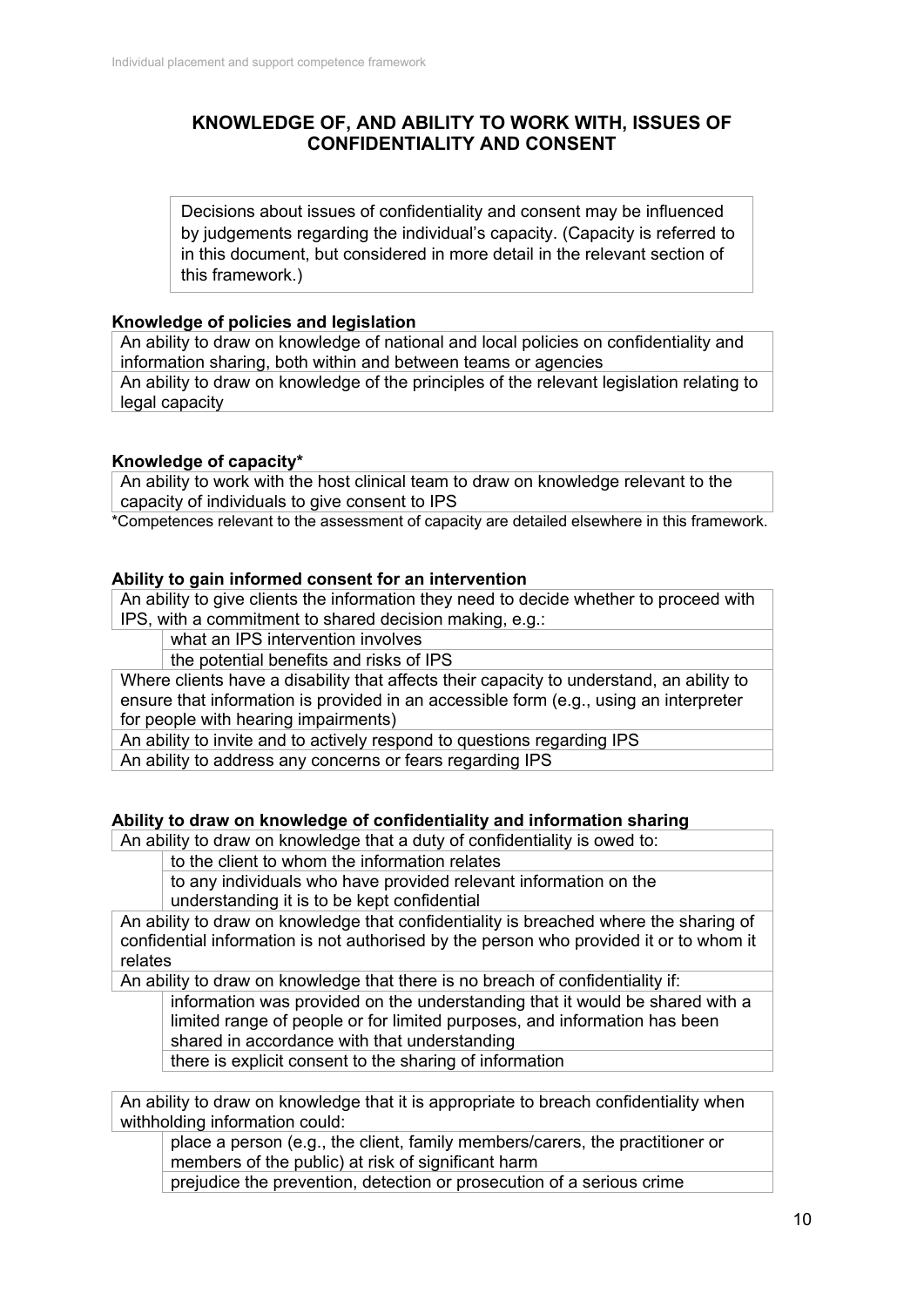## KNOWLEDGE OF, AND ABILITY TO WORK WITH, ISSUES OF CONFIDENTIALITY AND CONSENT

Decisions about issues of confidentiality and consent may be influenced by judgements regarding the individual's capacity. (Capacity is referred to in this document, but considered in more detail in the relevant section of this framework.)

**Knowledge of policies and legislation**

- An ability to draw on knowledge of national and local policies on confidentiality and information sharing, both within and between teams or agencies
- An ability to draw on knowledge of the principles of the relevant legislation relating to legal capacity

**Knowledge of capacity***

- An ability to work with the host clinical team to draw on knowledge relevant to the capacity of individuals to give consent to IPS

*Competences relevant to the assessment of capacity are detailed elsewhere in this framework.

**Ability to gain informed consent for an intervention**

- An ability to give clients the information they need to decide whether to proceed with IPS, with a commitment to shared decision making, e.g.:
  - what an IPS intervention involves
  - the potential benefits and risks of IPS
- Where clients have a disability that affects their capacity to understand, an ability to ensure that information is provided in an accessible form (e.g., using an interpreter for people with hearing impairments)
- An ability to invite and to actively respond to questions regarding IPS
- An ability to address any concerns or fears regarding IPS

**Ability to draw on knowledge of confidentiality and information sharing**

- An ability to draw on knowledge that a duty of confidentiality is owed to:
  - to the client to whom the information relates
  - to any individuals who have provided relevant information on the understanding it is to be kept confidential
- An ability to draw on knowledge that confidentiality is breached where the sharing of confidential information is not authorised by the person who provided it or to whom it relates
- An ability to draw on knowledge that there is no breach of confidentiality if:
  - information was provided on the understanding that it would be shared with a limited range of people or for limited purposes, and information has been shared in accordance with that understanding
  - there is explicit consent to the sharing of information

- An ability to draw on knowledge that it is appropriate to breach confidentiality when withholding information could:
  - place a person (e.g., the client, family members/carers, the practitioner or members of the public) at risk of significant harm
  - prejudice the prevention, detection or prosecution of a serious crime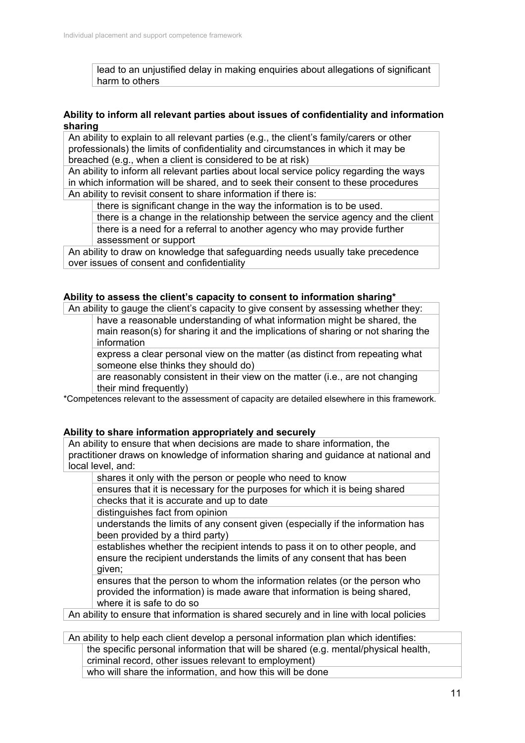lead to an unjustified delay in making enquiries about allegations of significant harm to others

**Ability to inform all relevant parties about issues of confidentiality and information sharing**

An ability to explain to all relevant parties (e.g., the client's family/carers or other professionals) the limits of confidentiality and circumstances in which it may be breached (e.g., when a client is considered to be at risk)

An ability to inform all relevant parties about local service policy regarding the ways in which information will be shared, and to seek their consent to these procedures

An ability to revisit consent to share information if there is:

- there is significant change in the way the information is to be used.
- there is a change in the relationship between the service agency and the client
- there is a need for a referral to another agency who may provide further assessment or support

An ability to draw on knowledge that safeguarding needs usually take precedence over issues of consent and confidentiality

**Ability to assess the client's capacity to consent to information sharing***

An ability to gauge the client's capacity to give consent by assessing whether they:

- have a reasonable understanding of what information might be shared, the main reason(s) for sharing it and the implications of sharing or not sharing the information
- express a clear personal view on the matter (as distinct from repeating what someone else thinks they should do)
- are reasonably consistent in their view on the matter (i.e., are not changing their mind frequently)

*Competences relevant to the assessment of capacity are detailed elsewhere in this framework.

**Ability to share information appropriately and securely**

An ability to ensure that when decisions are made to share information, the practitioner draws on knowledge of information sharing and guidance at national and local level, and:

- shares it only with the person or people who need to know
- ensures that it is necessary for the purposes for which it is being shared
- checks that it is accurate and up to date
- distinguishes fact from opinion
- understands the limits of any consent given (especially if the information has been provided by a third party)
- establishes whether the recipient intends to pass it on to other people, and ensure the recipient understands the limits of any consent that has been given;
- ensures that the person to whom the information relates (or the person who provided the information) is made aware that information is being shared, where it is safe to do so

An ability to ensure that information is shared securely and in line with local policies

An ability to help each client develop a personal information plan which identifies:

- the specific personal information that will be shared (e.g. mental/physical health, criminal record, other issues relevant to employment)
- who will share the information, and how this will be done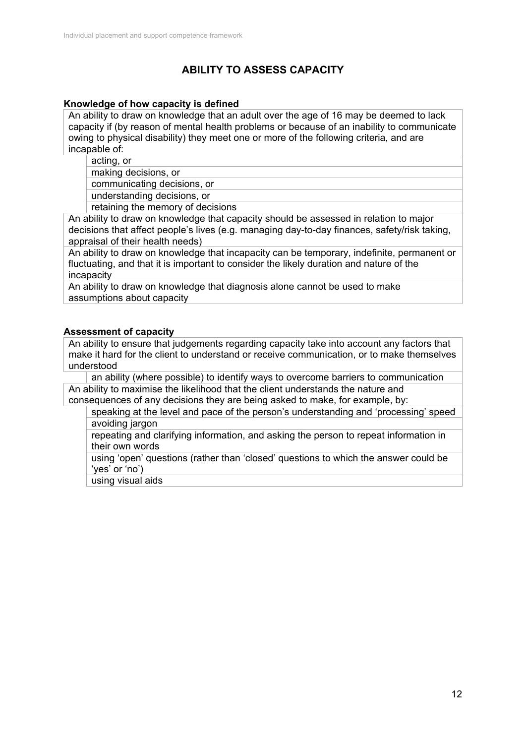## ABILITY TO ASSESS CAPACITY

**Knowledge of how capacity is defined**

An ability to draw on knowledge that an adult over the age of 16 may be deemed to lack capacity if (by reason of mental health problems or because of an inability to communicate owing to physical disability) they meet one or more of the following criteria, and are incapable of:

- acting, or
- making decisions, or
- communicating decisions, or
- understanding decisions, or
- retaining the memory of decisions

An ability to draw on knowledge that capacity should be assessed in relation to major decisions that affect people's lives (e.g. managing day-to-day finances, safety/risk taking, appraisal of their health needs)

An ability to draw on knowledge that incapacity can be temporary, indefinite, permanent or fluctuating, and that it is important to consider the likely duration and nature of the incapacity

An ability to draw on knowledge that diagnosis alone cannot be used to make assumptions about capacity

**Assessment of capacity**

An ability to ensure that judgements regarding capacity take into account any factors that make it hard for the client to understand or receive communication, or to make themselves understood

- an ability (where possible) to identify ways to overcome barriers to communication

An ability to maximise the likelihood that the client understands the nature and consequences of any decisions they are being asked to make, for example, by:

- speaking at the level and pace of the person's understanding and 'processing' speed
- avoiding jargon
- repeating and clarifying information, and asking the person to repeat information in their own words
- using 'open' questions (rather than 'closed' questions to which the answer could be 'yes' or 'no')
- using visual aids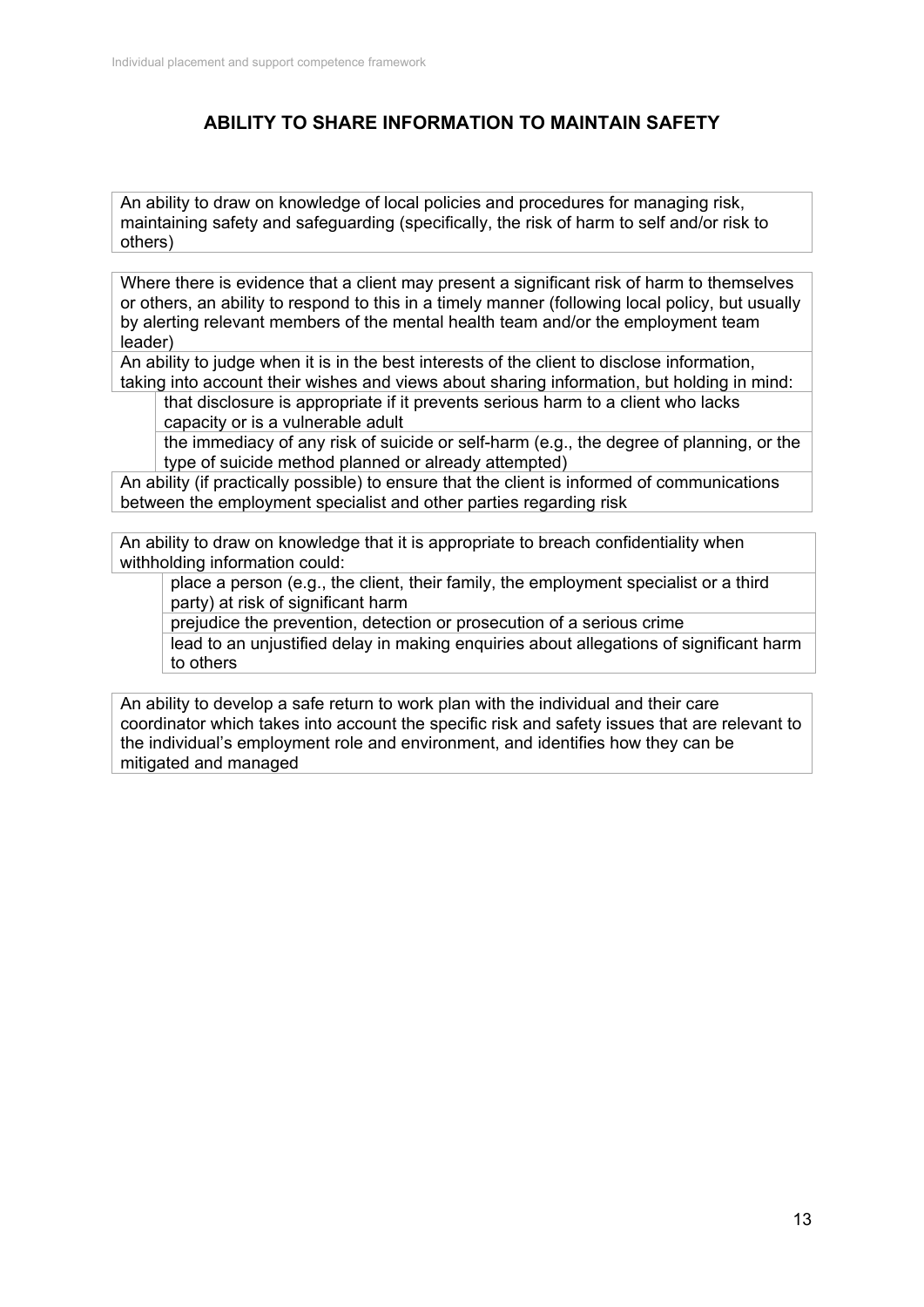## ABILITY TO SHARE INFORMATION TO MAINTAIN SAFETY

An ability to draw on knowledge of local policies and procedures for managing risk, maintaining safety and safeguarding (specifically, the risk of harm to self and/or risk to others)

Where there is evidence that a client may present a significant risk of harm to themselves or others, an ability to respond to this in a timely manner (following local policy, but usually by alerting relevant members of the mental health team and/or the employment team leader)

An ability to judge when it is in the best interests of the client to disclose information, taking into account their wishes and views about sharing information, but holding in mind:

- that disclosure is appropriate if it prevents serious harm to a client who lacks capacity or is a vulnerable adult
- the immediacy of any risk of suicide or self-harm (e.g., the degree of planning, or the type of suicide method planned or already attempted)

An ability (if practically possible) to ensure that the client is informed of communications between the employment specialist and other parties regarding risk

An ability to draw on knowledge that it is appropriate to breach confidentiality when withholding information could:

- place a person (e.g., the client, their family, the employment specialist or a third party) at risk of significant harm
- prejudice the prevention, detection or prosecution of a serious crime
- lead to an unjustified delay in making enquiries about allegations of significant harm to others

An ability to develop a safe return to work plan with the individual and their care coordinator which takes into account the specific risk and safety issues that are relevant to the individual's employment role and environment, and identifies how they can be mitigated and managed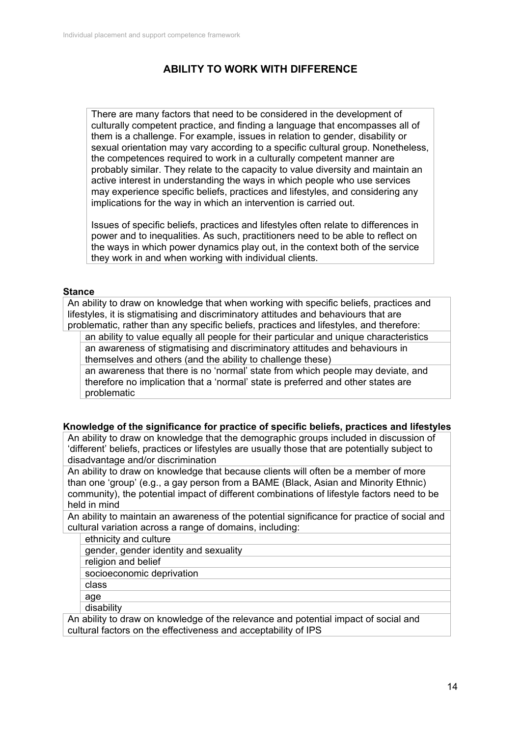## ABILITY TO WORK WITH DIFFERENCE

There are many factors that need to be considered in the development of culturally competent practice, and finding a language that encompasses all of them is a challenge. For example, issues in relation to gender, disability or sexual orientation may vary according to a specific cultural group. Nonetheless, the competences required to work in a culturally competent manner are probably similar. They relate to the capacity to value diversity and maintain an active interest in understanding the ways in which people who use services may experience specific beliefs, practices and lifestyles, and considering any implications for the way in which an intervention is carried out.

Issues of specific beliefs, practices and lifestyles often relate to differences in power and to inequalities. As such, practitioners need to be able to reflect on the ways in which power dynamics play out, in the context both of the service they work in and when working with individual clients.

**Stance**

An ability to draw on knowledge that when working with specific beliefs, practices and lifestyles, it is stigmatising and discriminatory attitudes and behaviours that are problematic, rather than any specific beliefs, practices and lifestyles, and therefore:

- an ability to value equally all people for their particular and unique characteristics
- an awareness of stigmatising and discriminatory attitudes and behaviours in themselves and others (and the ability to challenge these)
- an awareness that there is no 'normal' state from which people may deviate, and therefore no implication that a 'normal' state is preferred and other states are problematic

**Knowledge of the significance for practice of specific beliefs, practices and lifestyles**

An ability to draw on knowledge that the demographic groups included in discussion of 'different' beliefs, practices or lifestyles are usually those that are potentially subject to disadvantage and/or discrimination

An ability to draw on knowledge that because clients will often be a member of more than one 'group' (e.g., a gay person from a BAME (Black, Asian and Minority Ethnic) community), the potential impact of different combinations of lifestyle factors need to be held in mind

An ability to maintain an awareness of the potential significance for practice of social and cultural variation across a range of domains, including:

- ethnicity and culture
- gender, gender identity and sexuality
- religion and belief
- socioeconomic deprivation
- class
- age
- disability

An ability to draw on knowledge of the relevance and potential impact of social and cultural factors on the effectiveness and acceptability of IPS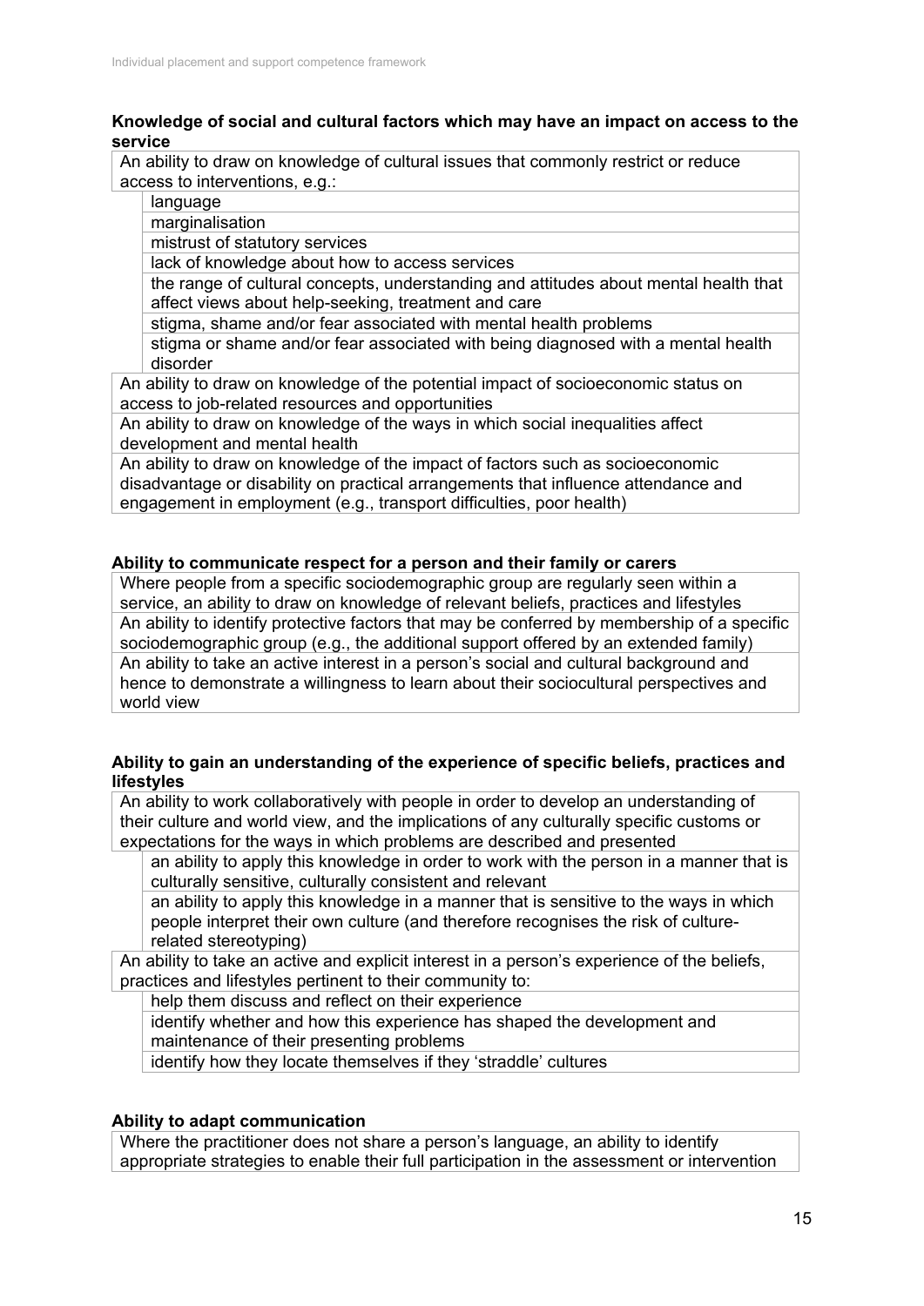**Knowledge of social and cultural factors which may have an impact on access to the service**

An ability to draw on knowledge of cultural issues that commonly restrict or reduce access to interventions, e.g.:

- language
- marginalisation
- mistrust of statutory services
- lack of knowledge about how to access services
- the range of cultural concepts, understanding and attitudes about mental health that affect views about help-seeking, treatment and care
- stigma, shame and/or fear associated with mental health problems
- stigma or shame and/or fear associated with being diagnosed with a mental health disorder

An ability to draw on knowledge of the potential impact of socioeconomic status on access to job-related resources and opportunities

An ability to draw on knowledge of the ways in which social inequalities affect development and mental health

An ability to draw on knowledge of the impact of factors such as socioeconomic disadvantage or disability on practical arrangements that influence attendance and engagement in employment (e.g., transport difficulties, poor health)

**Ability to communicate respect for a person and their family or carers**

Where people from a specific sociodemographic group are regularly seen within a service, an ability to draw on knowledge of relevant beliefs, practices and lifestyles

An ability to identify protective factors that may be conferred by membership of a specific sociodemographic group (e.g., the additional support offered by an extended family)

An ability to take an active interest in a person's social and cultural background and hence to demonstrate a willingness to learn about their sociocultural perspectives and world view

**Ability to gain an understanding of the experience of specific beliefs, practices and lifestyles**

An ability to work collaboratively with people in order to develop an understanding of their culture and world view, and the implications of any culturally specific customs or expectations for the ways in which problems are described and presented

- an ability to apply this knowledge in order to work with the person in a manner that is culturally sensitive, culturally consistent and relevant
- an ability to apply this knowledge in a manner that is sensitive to the ways in which people interpret their own culture (and therefore recognises the risk of culture-related stereotyping)

An ability to take an active and explicit interest in a person's experience of the beliefs, practices and lifestyles pertinent to their community to:

- help them discuss and reflect on their experience
- identify whether and how this experience has shaped the development and maintenance of their presenting problems
- identify how they locate themselves if they 'straddle' cultures

**Ability to adapt communication**

Where the practitioner does not share a person's language, an ability to identify appropriate strategies to enable their full participation in the assessment or intervention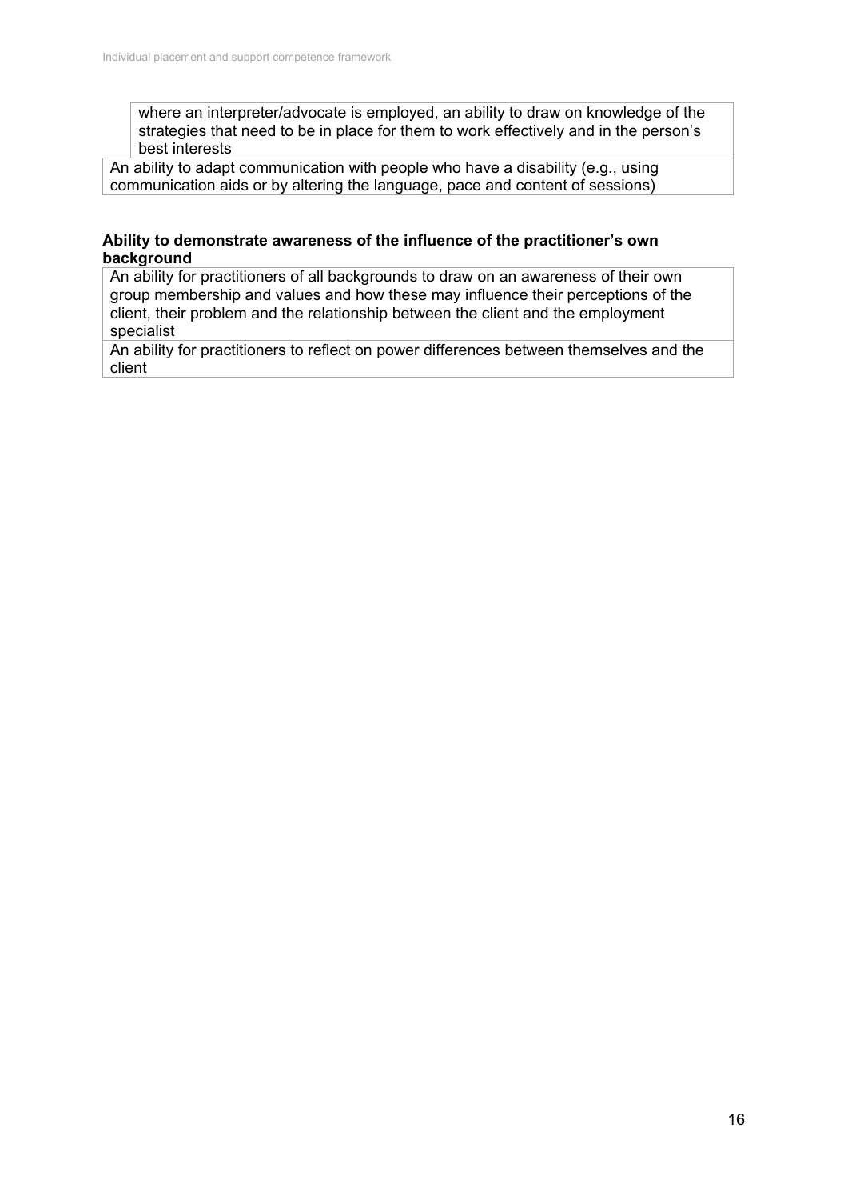| where an interpreter/advocate is employed, an ability to draw on knowledge of the strategies that need to be in place for them to work effectively and in the person's best interests |
|---|
| An ability to adapt communication with people who have a disability (e.g., using communication aids or by altering the language, pace and content of sessions) |

**Ability to demonstrate awareness of the influence of the practitioner's own background**

| An ability for practitioners of all backgrounds to draw on an awareness of their own group membership and values and how these may influence their perceptions of the client, their problem and the relationship between the client and the employment specialist |
|---|
| An ability for practitioners to reflect on power differences between themselves and the client |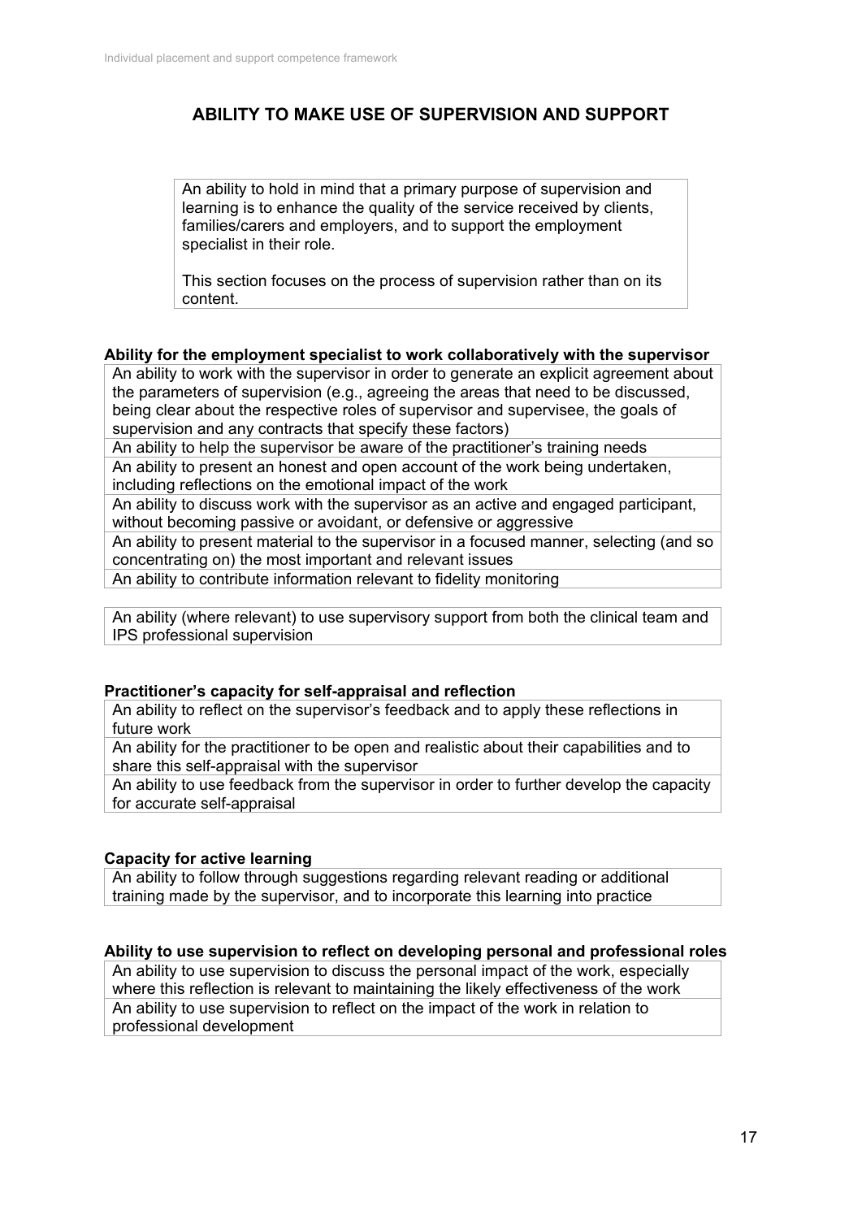# ABILITY TO MAKE USE OF SUPERVISION AND SUPPORT

An ability to hold in mind that a primary purpose of supervision and learning is to enhance the quality of the service received by clients, families/carers and employers, and to support the employment specialist in their role.

This section focuses on the process of supervision rather than on its content.

**Ability for the employment specialist to work collaboratively with the supervisor**

| |
|---|
| An ability to work with the supervisor in order to generate an explicit agreement about the parameters of supervision (e.g., agreeing the areas that need to be discussed, being clear about the respective roles of supervisor and supervisee, the goals of supervision and any contracts that specify these factors) |
| An ability to help the supervisor be aware of the practitioner's training needs |
| An ability to present an honest and open account of the work being undertaken, including reflections on the emotional impact of the work |
| An ability to discuss work with the supervisor as an active and engaged participant, without becoming passive or avoidant, or defensive or aggressive |
| An ability to present material to the supervisor in a focused manner, selecting (and so concentrating on) the most important and relevant issues |
| An ability to contribute information relevant to fidelity monitoring |

| |
|---|
| An ability (where relevant) to use supervisory support from both the clinical team and IPS professional supervision |

**Practitioner's capacity for self-appraisal and reflection**

| |
|---|
| An ability to reflect on the supervisor's feedback and to apply these reflections in future work |
| An ability for the practitioner to be open and realistic about their capabilities and to share this self-appraisal with the supervisor |
| An ability to use feedback from the supervisor in order to further develop the capacity for accurate self-appraisal |

**Capacity for active learning**

| |
|---|
| An ability to follow through suggestions regarding relevant reading or additional training made by the supervisor, and to incorporate this learning into practice |

**Ability to use supervision to reflect on developing personal and professional roles**

| |
|---|
| An ability to use supervision to discuss the personal impact of the work, especially where this reflection is relevant to maintaining the likely effectiveness of the work |
| An ability to use supervision to reflect on the impact of the work in relation to professional development |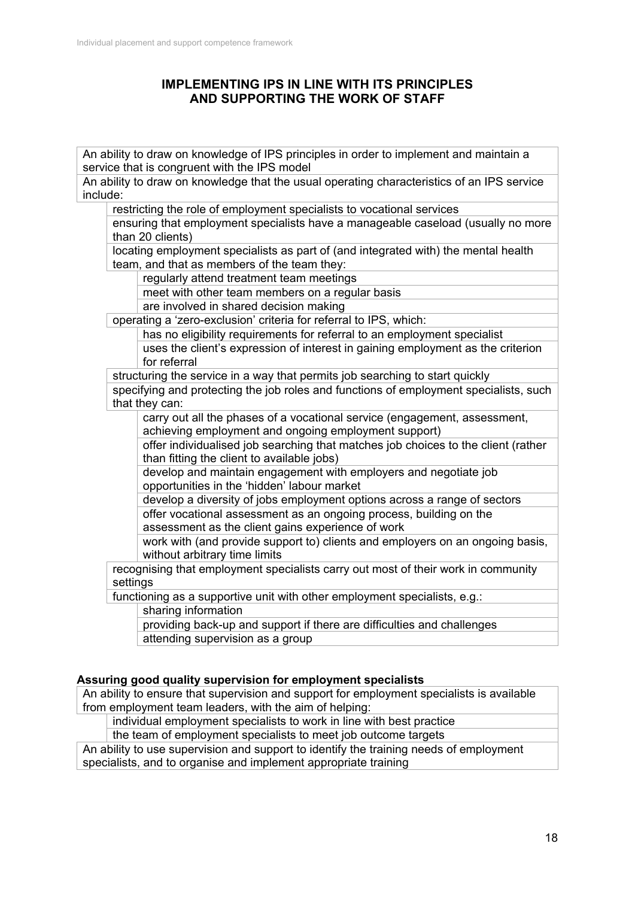## IMPLEMENTING IPS IN LINE WITH ITS PRINCIPLES AND SUPPORTING THE WORK OF STAFF

An ability to draw on knowledge of IPS principles in order to implement and maintain a service that is congruent with the IPS model

An ability to draw on knowledge that the usual operating characteristics of an IPS service include:

- restricting the role of employment specialists to vocational services
- ensuring that employment specialists have a manageable caseload (usually no more than 20 clients)
- locating employment specialists as part of (and integrated with) the mental health team, and that as members of the team they:
  - regularly attend treatment team meetings
  - meet with other team members on a regular basis
  - are involved in shared decision making
- operating a 'zero-exclusion' criteria for referral to IPS, which:
  - has no eligibility requirements for referral to an employment specialist
  - uses the client's expression of interest in gaining employment as the criterion for referral
- structuring the service in a way that permits job searching to start quickly
- specifying and protecting the job roles and functions of employment specialists, such that they can:
  - carry out all the phases of a vocational service (engagement, assessment, achieving employment and ongoing employment support)
  - offer individualised job searching that matches job choices to the client (rather than fitting the client to available jobs)
  - develop and maintain engagement with employers and negotiate job opportunities in the 'hidden' labour market
  - develop a diversity of jobs employment options across a range of sectors
  - offer vocational assessment as an ongoing process, building on the assessment as the client gains experience of work
  - work with (and provide support to) clients and employers on an ongoing basis, without arbitrary time limits
- recognising that employment specialists carry out most of their work in community settings
- functioning as a supportive unit with other employment specialists, e.g.:
  - sharing information
  - providing back-up and support if there are difficulties and challenges
  - attending supervision as a group

**Assuring good quality supervision for employment specialists**

An ability to ensure that supervision and support for employment specialists is available from employment team leaders, with the aim of helping:

- individual employment specialists to work in line with best practice
- the team of employment specialists to meet job outcome targets

An ability to use supervision and support to identify the training needs of employment specialists, and to organise and implement appropriate training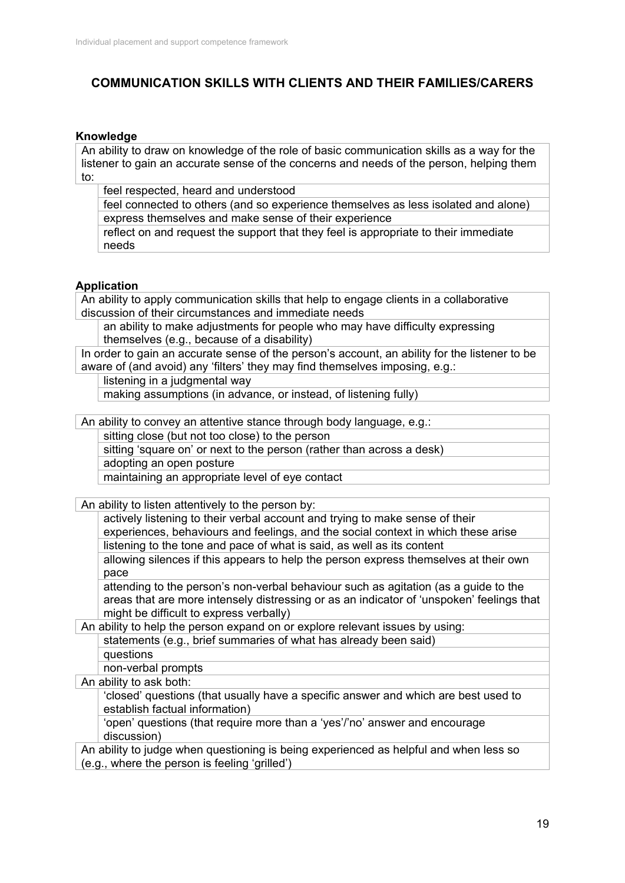## COMMUNICATION SKILLS WITH CLIENTS AND THEIR FAMILIES/CARERS

### Knowledge

An ability to draw on knowledge of the role of basic communication skills as a way for the listener to gain an accurate sense of the concerns and needs of the person, helping them to:

- feel respected, heard and understood
- feel connected to others (and so experience themselves as less isolated and alone)
- express themselves and make sense of their experience
- reflect on and request the support that they feel is appropriate to their immediate needs

### Application

An ability to apply communication skills that help to engage clients in a collaborative discussion of their circumstances and immediate needs

- an ability to make adjustments for people who may have difficulty expressing themselves (e.g., because of a disability)

In order to gain an accurate sense of the person's account, an ability for the listener to be aware of (and avoid) any 'filters' they may find themselves imposing, e.g.:

- listening in a judgmental way
- making assumptions (in advance, or instead, of listening fully)

An ability to convey an attentive stance through body language, e.g.:

- sitting close (but not too close) to the person
- sitting 'square on' or next to the person (rather than across a desk)
- adopting an open posture
- maintaining an appropriate level of eye contact

An ability to listen attentively to the person by:

- actively listening to their verbal account and trying to make sense of their experiences, behaviours and feelings, and the social context in which these arise
- listening to the tone and pace of what is said, as well as its content
- allowing silences if this appears to help the person express themselves at their own pace
- attending to the person's non-verbal behaviour such as agitation (as a guide to the areas that are more intensely distressing or as an indicator of 'unspoken' feelings that might be difficult to express verbally)

An ability to help the person expand on or explore relevant issues by using:

- statements (e.g., brief summaries of what has already been said)
- questions
- non-verbal prompts

An ability to ask both:

- 'closed' questions (that usually have a specific answer and which are best used to establish factual information)
- 'open' questions (that require more than a 'yes'/'no' answer and encourage discussion)

An ability to judge when questioning is being experienced as helpful and when less so (e.g., where the person is feeling 'grilled')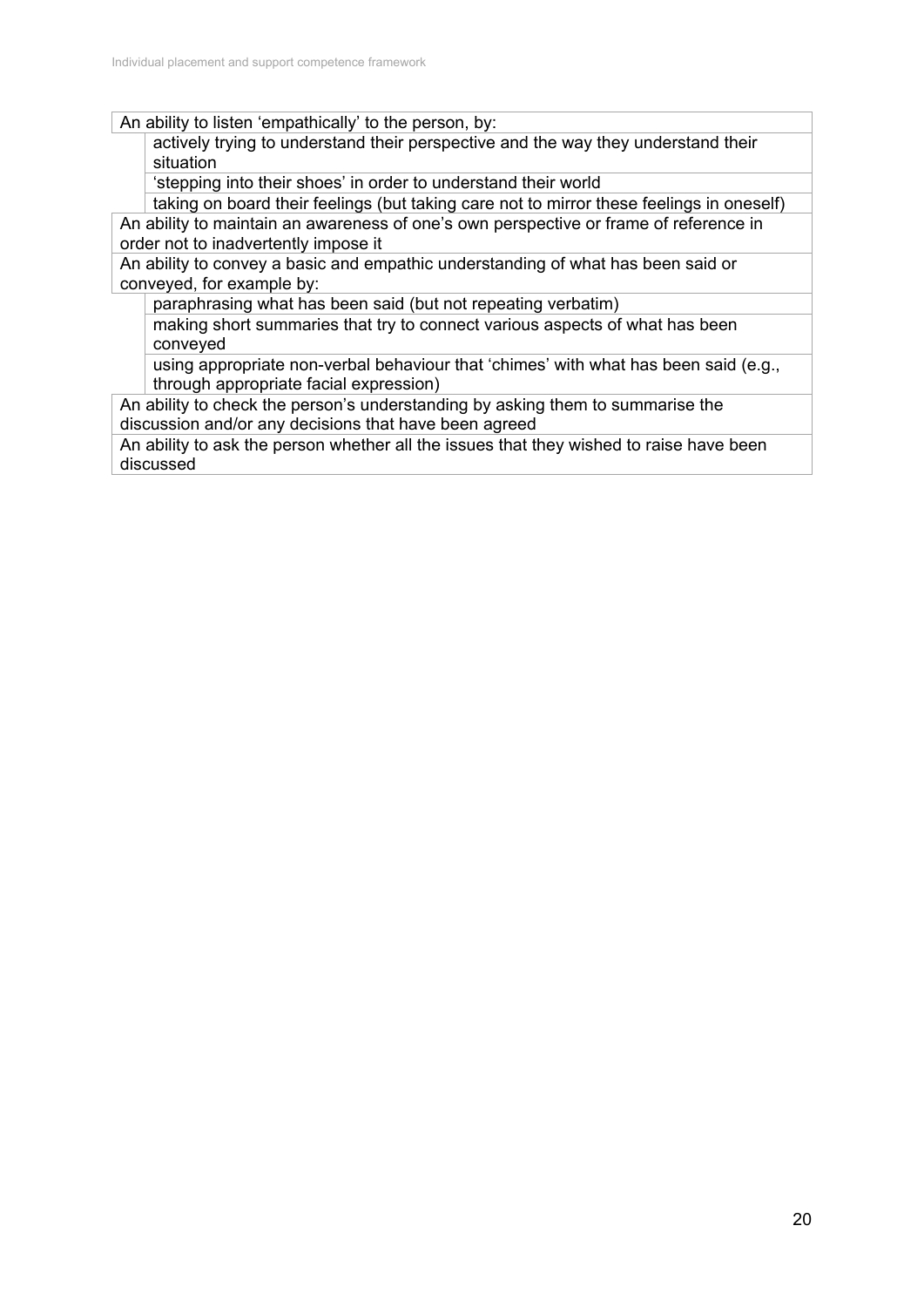- An ability to listen 'empathically' to the person, by:
  - actively trying to understand their perspective and the way they understand their situation
  - 'stepping into their shoes' in order to understand their world
  - taking on board their feelings (but taking care not to mirror these feelings in oneself)
- An ability to maintain an awareness of one's own perspective or frame of reference in order not to inadvertently impose it
- An ability to convey a basic and empathic understanding of what has been said or conveyed, for example by:
  - paraphrasing what has been said (but not repeating verbatim)
  - making short summaries that try to connect various aspects of what has been conveyed
  - using appropriate non-verbal behaviour that 'chimes' with what has been said (e.g., through appropriate facial expression)
- An ability to check the person's understanding by asking them to summarise the discussion and/or any decisions that have been agreed
- An ability to ask the person whether all the issues that they wished to raise have been discussed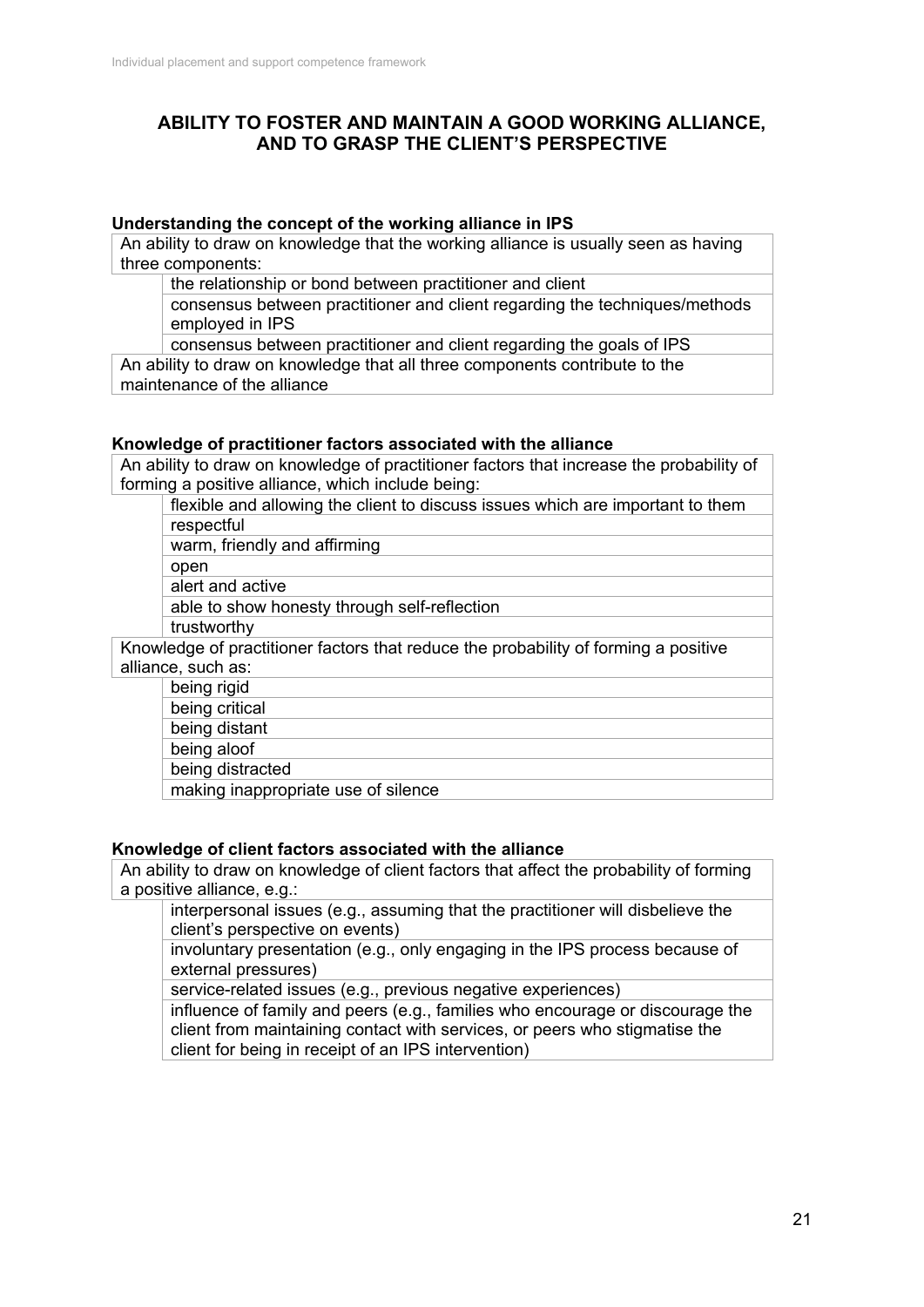## ABILITY TO FOSTER AND MAINTAIN A GOOD WORKING ALLIANCE, AND TO GRASP THE CLIENT'S PERSPECTIVE

**Understanding the concept of the working alliance in IPS**

An ability to draw on knowledge that the working alliance is usually seen as having three components:

- the relationship or bond between practitioner and client
- consensus between practitioner and client regarding the techniques/methods employed in IPS
- consensus between practitioner and client regarding the goals of IPS

An ability to draw on knowledge that all three components contribute to the maintenance of the alliance

**Knowledge of practitioner factors associated with the alliance**

An ability to draw on knowledge of practitioner factors that increase the probability of forming a positive alliance, which include being:

- flexible and allowing the client to discuss issues which are important to them
- respectful
- warm, friendly and affirming
- open
- alert and active
- able to show honesty through self-reflection
- trustworthy

Knowledge of practitioner factors that reduce the probability of forming a positive alliance, such as:

- being rigid
- being critical
- being distant
- being aloof
- being distracted
- making inappropriate use of silence

**Knowledge of client factors associated with the alliance**

An ability to draw on knowledge of client factors that affect the probability of forming a positive alliance, e.g.:

- interpersonal issues (e.g., assuming that the practitioner will disbelieve the client's perspective on events)
- involuntary presentation (e.g., only engaging in the IPS process because of external pressures)
- service-related issues (e.g., previous negative experiences)
- influence of family and peers (e.g., families who encourage or discourage the client from maintaining contact with services, or peers who stigmatise the client for being in receipt of an IPS intervention)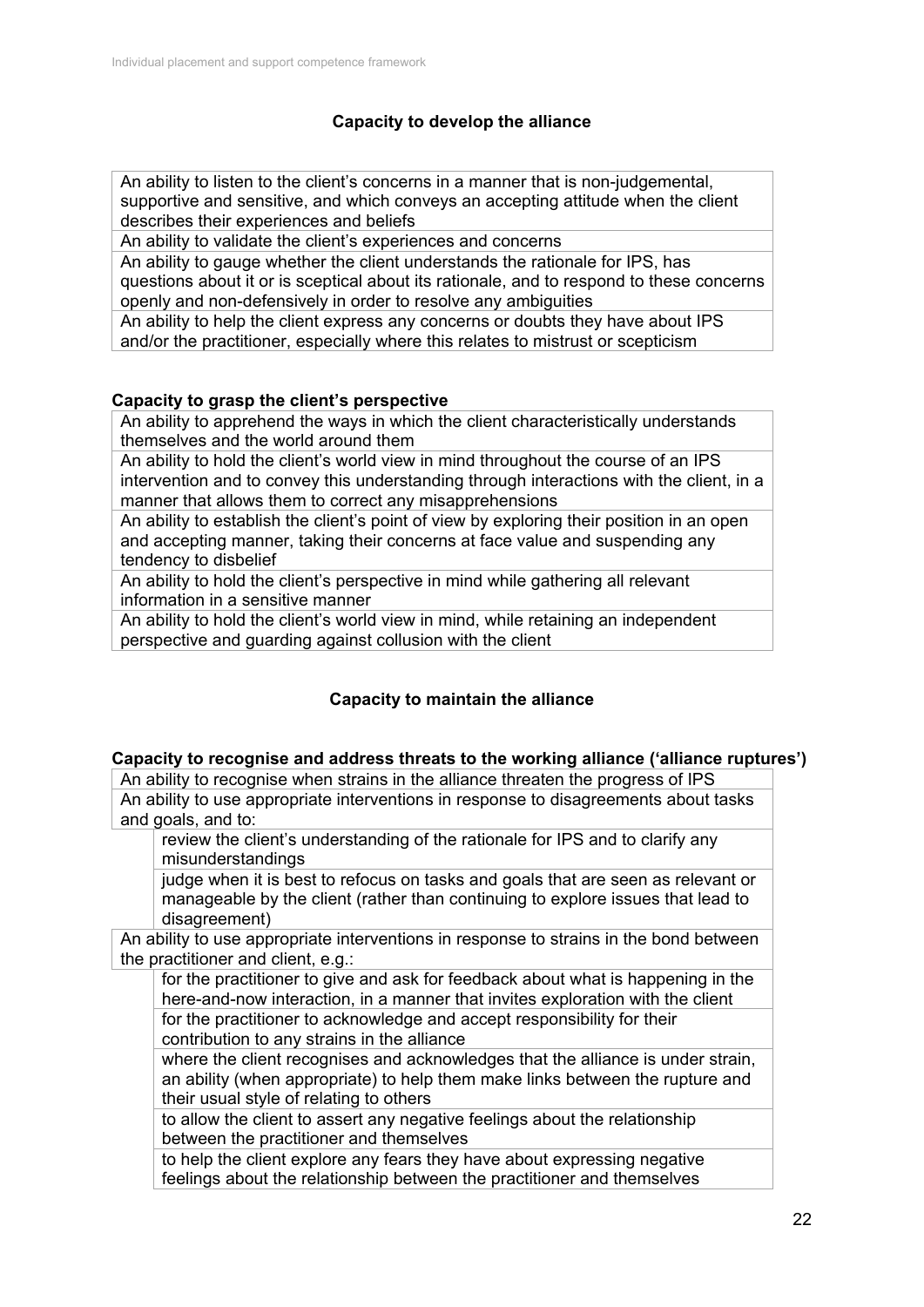## Capacity to develop the alliance

- An ability to listen to the client's concerns in a manner that is non-judgemental, supportive and sensitive, and which conveys an accepting attitude when the client describes their experiences and beliefs
- An ability to validate the client's experiences and concerns
- An ability to gauge whether the client understands the rationale for IPS, has questions about it or is sceptical about its rationale, and to respond to these concerns openly and non-defensively in order to resolve any ambiguities
- An ability to help the client express any concerns or doubts they have about IPS and/or the practitioner, especially where this relates to mistrust or scepticism

### Capacity to grasp the client's perspective

- An ability to apprehend the ways in which the client characteristically understands themselves and the world around them
- An ability to hold the client's world view in mind throughout the course of an IPS intervention and to convey this understanding through interactions with the client, in a manner that allows them to correct any misapprehensions
- An ability to establish the client's point of view by exploring their position in an open and accepting manner, taking their concerns at face value and suspending any tendency to disbelief
- An ability to hold the client's perspective in mind while gathering all relevant information in a sensitive manner
- An ability to hold the client's world view in mind, while retaining an independent perspective and guarding against collusion with the client

## Capacity to maintain the alliance

### Capacity to recognise and address threats to the working alliance ('alliance ruptures')

- An ability to recognise when strains in the alliance threaten the progress of IPS
- An ability to use appropriate interventions in response to disagreements about tasks and goals, and to:
  - review the client's understanding of the rationale for IPS and to clarify any misunderstandings
  - judge when it is best to refocus on tasks and goals that are seen as relevant or manageable by the client (rather than continuing to explore issues that lead to disagreement)
- An ability to use appropriate interventions in response to strains in the bond between the practitioner and client, e.g.:
  - for the practitioner to give and ask for feedback about what is happening in the here-and-now interaction, in a manner that invites exploration with the client
  - for the practitioner to acknowledge and accept responsibility for their contribution to any strains in the alliance
  - where the client recognises and acknowledges that the alliance is under strain, an ability (when appropriate) to help them make links between the rupture and their usual style of relating to others
  - to allow the client to assert any negative feelings about the relationship between the practitioner and themselves
  - to help the client explore any fears they have about expressing negative feelings about the relationship between the practitioner and themselves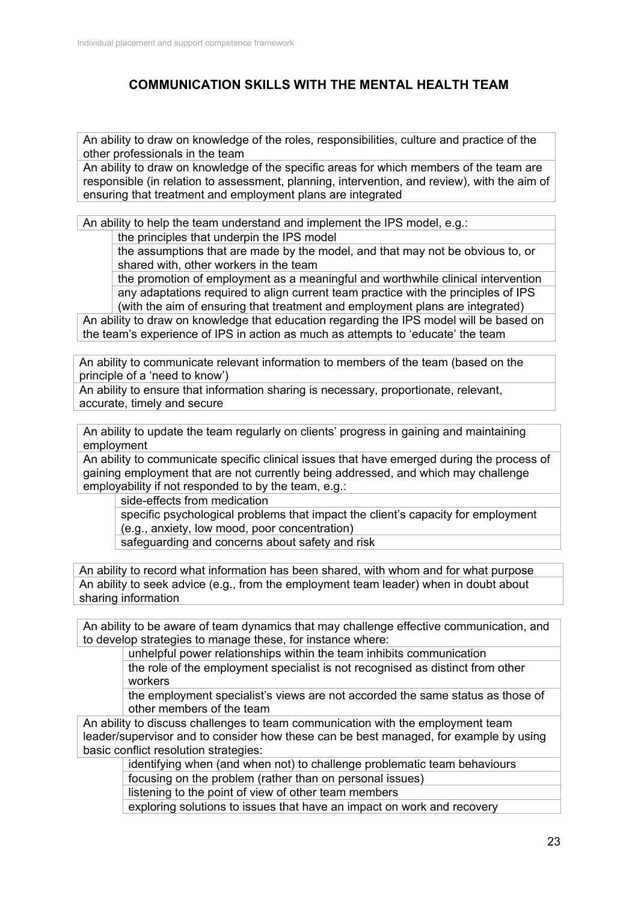## COMMUNICATION SKILLS WITH THE MENTAL HEALTH TEAM

An ability to draw on knowledge of the roles, responsibilities, culture and practice of the other professionals in the team

An ability to draw on knowledge of the specific areas for which members of the team are responsible (in relation to assessment, planning, intervention, and review), with the aim of ensuring that treatment and employment plans are integrated

An ability to help the team understand and implement the IPS model, e.g.:

- the principles that underpin the IPS model
- the assumptions that are made by the model, and that may not be obvious to, or shared with, other workers in the team
- the promotion of employment as a meaningful and worthwhile clinical intervention
- any adaptations required to align current team practice with the principles of IPS (with the aim of ensuring that treatment and employment plans are integrated)

An ability to draw on knowledge that education regarding the IPS model will be based on the team's experience of IPS in action as much as attempts to 'educate' the team

An ability to communicate relevant information to members of the team (based on the principle of a 'need to know')

An ability to ensure that information sharing is necessary, proportionate, relevant, accurate, timely and secure

An ability to update the team regularly on clients' progress in gaining and maintaining employment

An ability to communicate specific clinical issues that have emerged during the process of gaining employment that are not currently being addressed, and which may challenge employability if not responded to by the team, e.g.:

- side-effects from medication
- specific psychological problems that impact the client's capacity for employment (e.g., anxiety, low mood, poor concentration)
- safeguarding and concerns about safety and risk

An ability to record what information has been shared, with whom and for what purpose

An ability to seek advice (e.g., from the employment team leader) when in doubt about sharing information

An ability to be aware of team dynamics that may challenge effective communication, and to develop strategies to manage these, for instance where:

- unhelpful power relationships within the team inhibits communication
- the role of the employment specialist is not recognised as distinct from other workers
- the employment specialist's views are not accorded the same status as those of other members of the team

An ability to discuss challenges to team communication with the employment team leader/supervisor and to consider how these can be best managed, for example by using basic conflict resolution strategies:

- identifying when (and when not) to challenge problematic team behaviours
- focusing on the problem (rather than on personal issues)
- listening to the point of view of other team members
- exploring solutions to issues that have an impact on work and recovery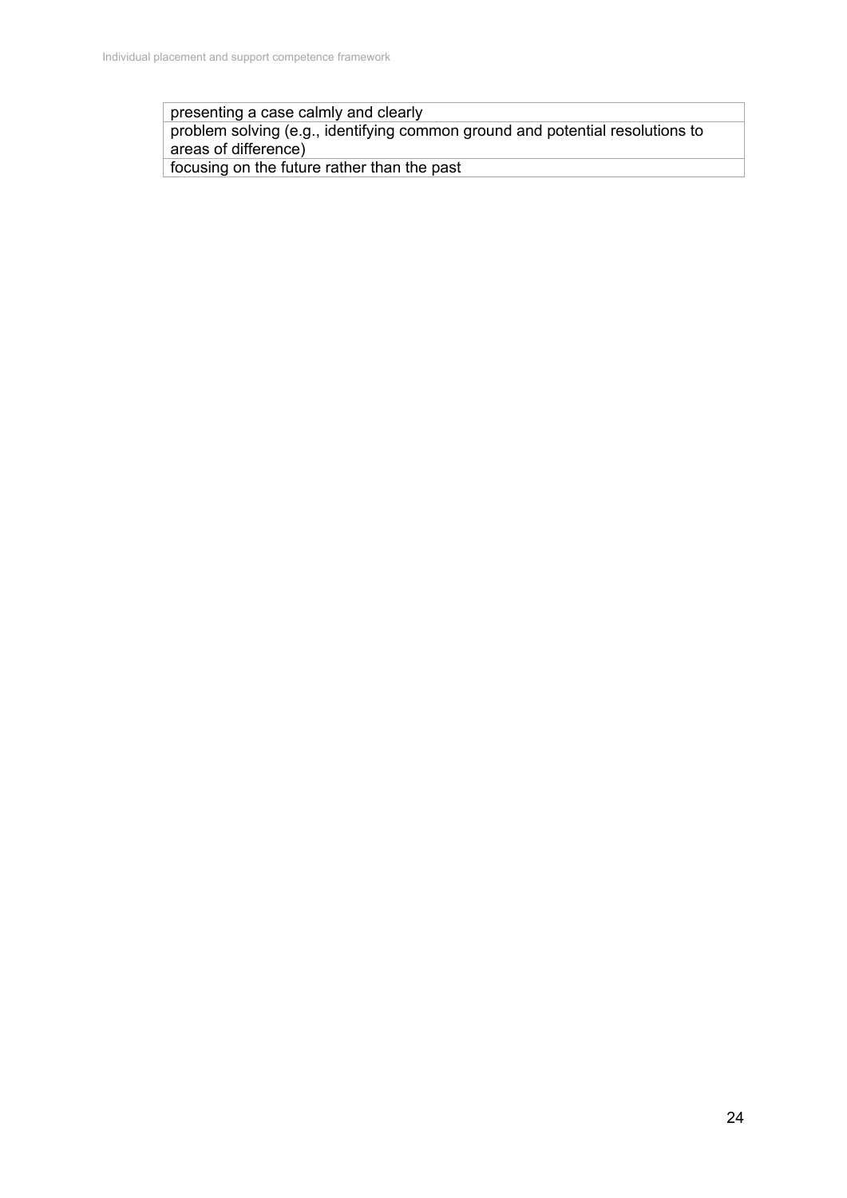| presenting a case calmly and clearly |
| --- |
| problem solving (e.g., identifying common ground and potential resolutions to areas of difference) |
| focusing on the future rather than the past |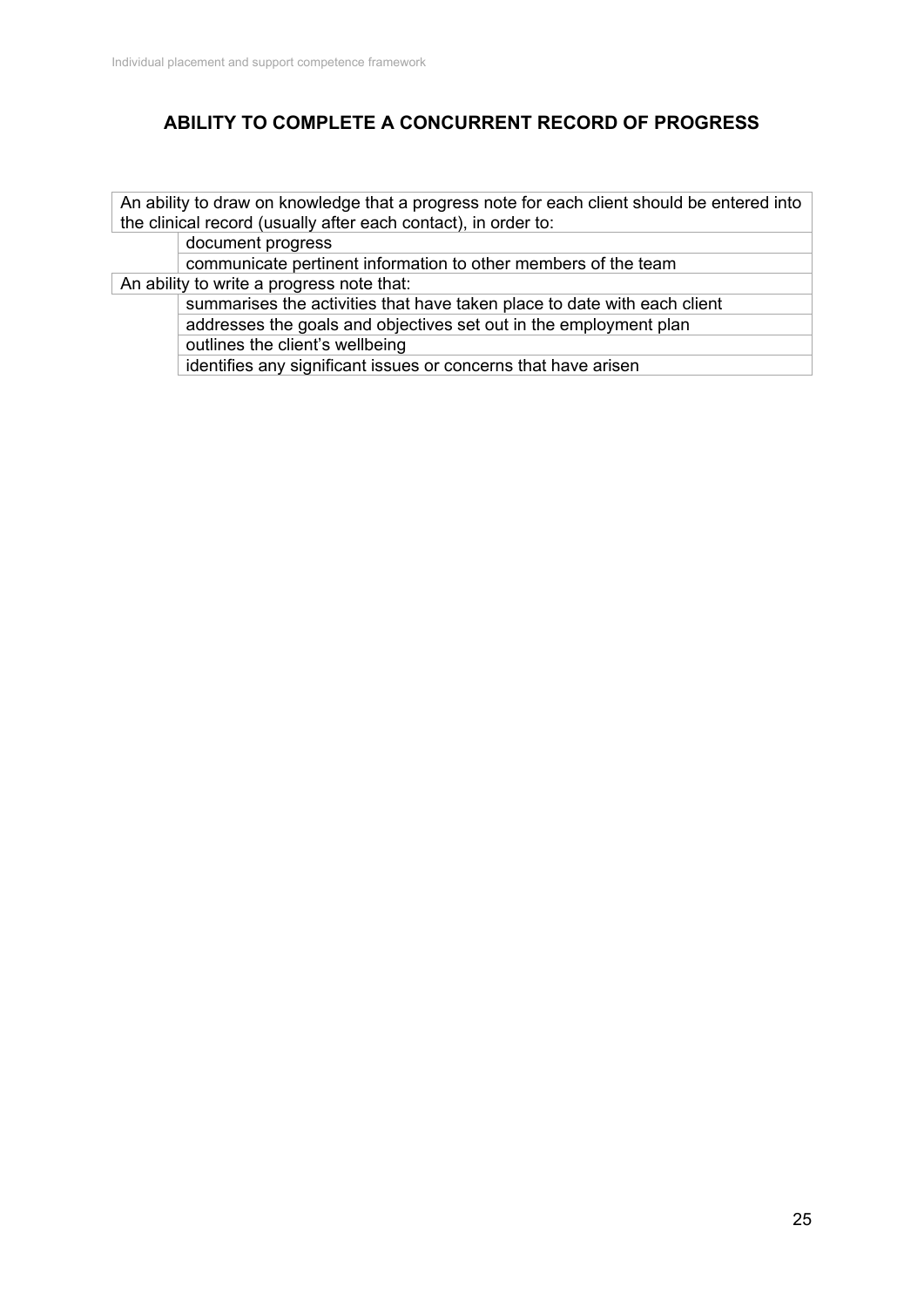## ABILITY TO COMPLETE A CONCURRENT RECORD OF PROGRESS

An ability to draw on knowledge that a progress note for each client should be entered into the clinical record (usually after each contact), in order to:

- document progress
- communicate pertinent information to other members of the team

An ability to write a progress note that:

- summarises the activities that have taken place to date with each client
- addresses the goals and objectives set out in the employment plan
- outlines the client's wellbeing
- identifies any significant issues or concerns that have arisen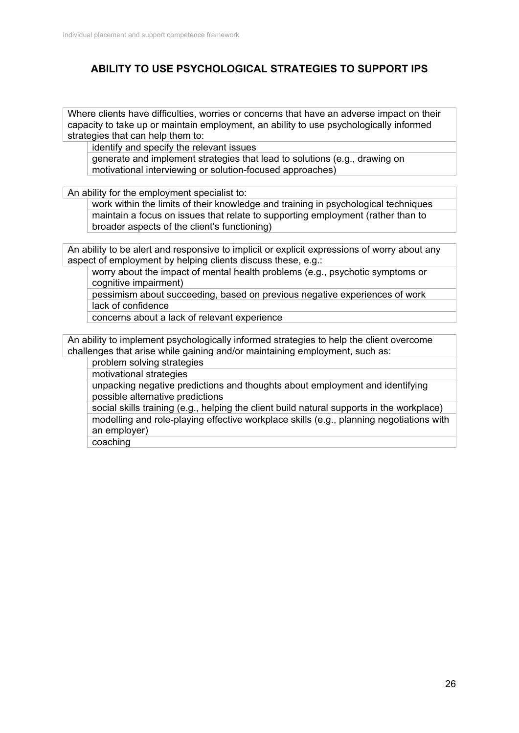## ABILITY TO USE PSYCHOLOGICAL STRATEGIES TO SUPPORT IPS

Where clients have difficulties, worries or concerns that have an adverse impact on their capacity to take up or maintain employment, an ability to use psychologically informed strategies that can help them to:

- identify and specify the relevant issues
- generate and implement strategies that lead to solutions (e.g., drawing on motivational interviewing or solution-focused approaches)

An ability for the employment specialist to:

- work within the limits of their knowledge and training in psychological techniques
- maintain a focus on issues that relate to supporting employment (rather than to broader aspects of the client's functioning)

An ability to be alert and responsive to implicit or explicit expressions of worry about any aspect of employment by helping clients discuss these, e.g.:

- worry about the impact of mental health problems (e.g., psychotic symptoms or cognitive impairment)
- pessimism about succeeding, based on previous negative experiences of work
- lack of confidence
- concerns about a lack of relevant experience

An ability to implement psychologically informed strategies to help the client overcome challenges that arise while gaining and/or maintaining employment, such as:

- problem solving strategies
- motivational strategies
- unpacking negative predictions and thoughts about employment and identifying possible alternative predictions
- social skills training (e.g., helping the client build natural supports in the workplace)
- modelling and role-playing effective workplace skills (e.g., planning negotiations with an employer)
- coaching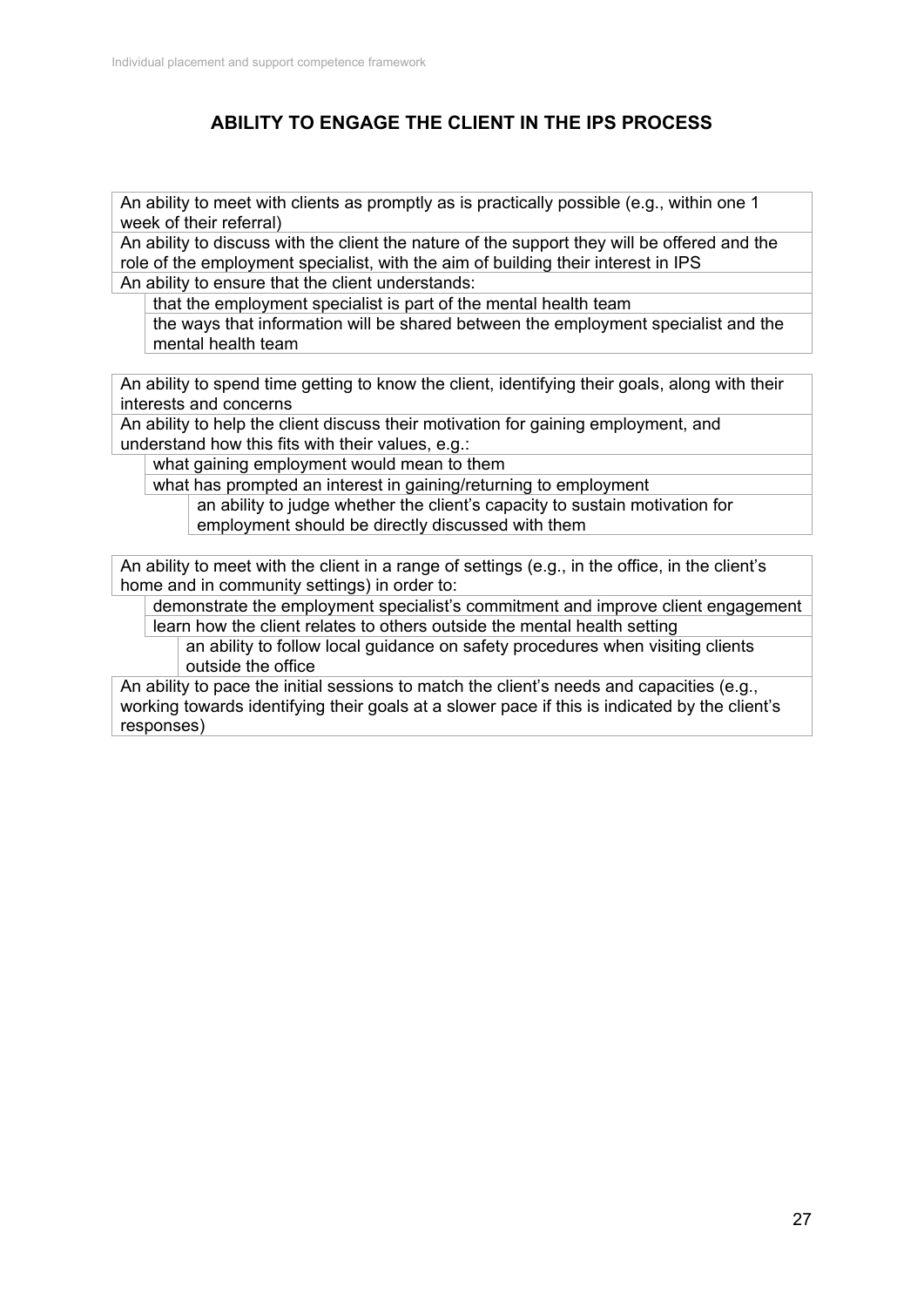## ABILITY TO ENGAGE THE CLIENT IN THE IPS PROCESS

- An ability to meet with clients as promptly as is practically possible (e.g., within one 1 week of their referral)
- An ability to discuss with the client the nature of the support they will be offered and the role of the employment specialist, with the aim of building their interest in IPS
- An ability to ensure that the client understands:
  - that the employment specialist is part of the mental health team
  - the ways that information will be shared between the employment specialist and the mental health team

- An ability to spend time getting to know the client, identifying their goals, along with their interests and concerns
- An ability to help the client discuss their motivation for gaining employment, and understand how this fits with their values, e.g.:
  - what gaining employment would mean to them
  - what has prompted an interest in gaining/returning to employment
    - an ability to judge whether the client's capacity to sustain motivation for employment should be directly discussed with them

- An ability to meet with the client in a range of settings (e.g., in the office, in the client's home and in community settings) in order to:
  - demonstrate the employment specialist's commitment and improve client engagement
  - learn how the client relates to others outside the mental health setting
    - an ability to follow local guidance on safety procedures when visiting clients outside the office
- An ability to pace the initial sessions to match the client's needs and capacities (e.g., working towards identifying their goals at a slower pace if this is indicated by the client's responses)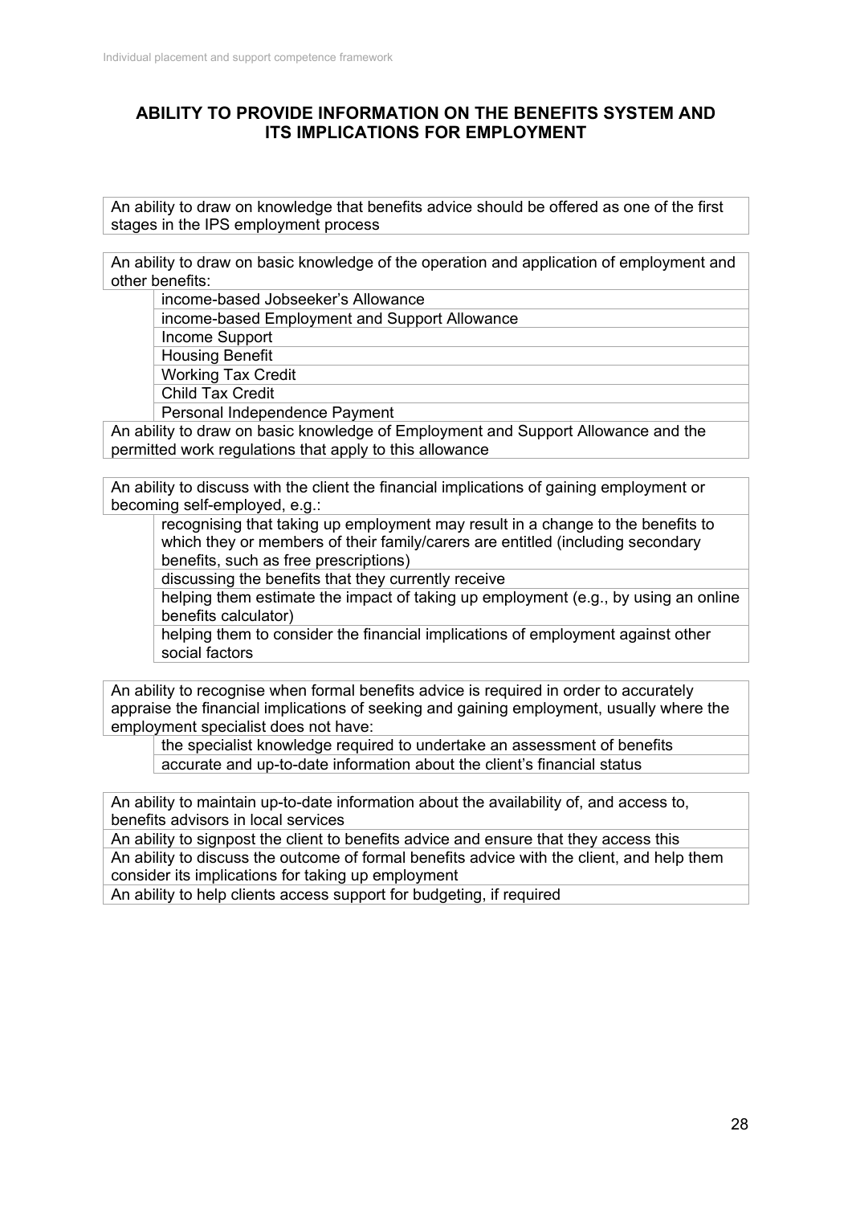## ABILITY TO PROVIDE INFORMATION ON THE BENEFITS SYSTEM AND ITS IMPLICATIONS FOR EMPLOYMENT

An ability to draw on knowledge that benefits advice should be offered as one of the first stages in the IPS employment process

An ability to draw on basic knowledge of the operation and application of employment and other benefits:

- income-based Jobseeker's Allowance
- income-based Employment and Support Allowance
- Income Support
- Housing Benefit
- Working Tax Credit
- Child Tax Credit
- Personal Independence Payment

An ability to draw on basic knowledge of Employment and Support Allowance and the permitted work regulations that apply to this allowance

An ability to discuss with the client the financial implications of gaining employment or becoming self-employed, e.g.:

- recognising that taking up employment may result in a change to the benefits to which they or members of their family/carers are entitled (including secondary benefits, such as free prescriptions)
- discussing the benefits that they currently receive
- helping them estimate the impact of taking up employment (e.g., by using an online benefits calculator)
- helping them to consider the financial implications of employment against other social factors

An ability to recognise when formal benefits advice is required in order to accurately appraise the financial implications of seeking and gaining employment, usually where the employment specialist does not have:

- the specialist knowledge required to undertake an assessment of benefits
- accurate and up-to-date information about the client's financial status

An ability to maintain up-to-date information about the availability of, and access to, benefits advisors in local services

An ability to signpost the client to benefits advice and ensure that they access this

An ability to discuss the outcome of formal benefits advice with the client, and help them consider its implications for taking up employment

An ability to help clients access support for budgeting, if required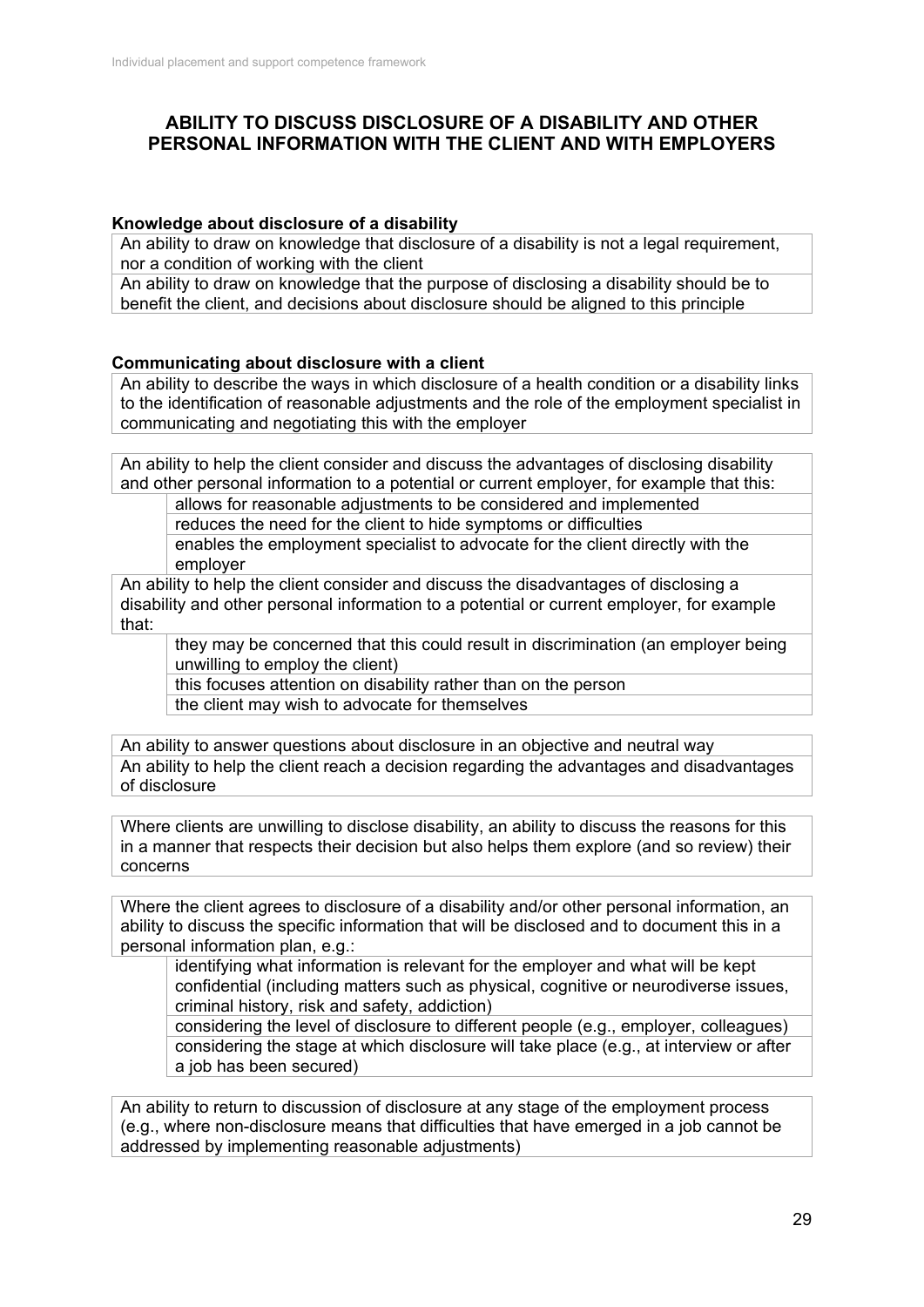## ABILITY TO DISCUSS DISCLOSURE OF A DISABILITY AND OTHER PERSONAL INFORMATION WITH THE CLIENT AND WITH EMPLOYERS

**Knowledge about disclosure of a disability**

An ability to draw on knowledge that disclosure of a disability is not a legal requirement, nor a condition of working with the client

An ability to draw on knowledge that the purpose of disclosing a disability should be to benefit the client, and decisions about disclosure should be aligned to this principle

**Communicating about disclosure with a client**

An ability to describe the ways in which disclosure of a health condition or a disability links to the identification of reasonable adjustments and the role of the employment specialist in communicating and negotiating this with the employer

An ability to help the client consider and discuss the advantages of disclosing disability and other personal information to a potential or current employer, for example that this:

- allows for reasonable adjustments to be considered and implemented
- reduces the need for the client to hide symptoms or difficulties
- enables the employment specialist to advocate for the client directly with the employer

An ability to help the client consider and discuss the disadvantages of disclosing a disability and other personal information to a potential or current employer, for example that:

- they may be concerned that this could result in discrimination (an employer being unwilling to employ the client)
- this focuses attention on disability rather than on the person
- the client may wish to advocate for themselves

An ability to answer questions about disclosure in an objective and neutral way

An ability to help the client reach a decision regarding the advantages and disadvantages of disclosure

Where clients are unwilling to disclose disability, an ability to discuss the reasons for this in a manner that respects their decision but also helps them explore (and so review) their concerns

Where the client agrees to disclosure of a disability and/or other personal information, an ability to discuss the specific information that will be disclosed and to document this in a personal information plan, e.g.:

- identifying what information is relevant for the employer and what will be kept confidential (including matters such as physical, cognitive or neurodiverse issues, criminal history, risk and safety, addiction)
- considering the level of disclosure to different people (e.g., employer, colleagues)
- considering the stage at which disclosure will take place (e.g., at interview or after a job has been secured)

An ability to return to discussion of disclosure at any stage of the employment process (e.g., where non-disclosure means that difficulties that have emerged in a job cannot be addressed by implementing reasonable adjustments)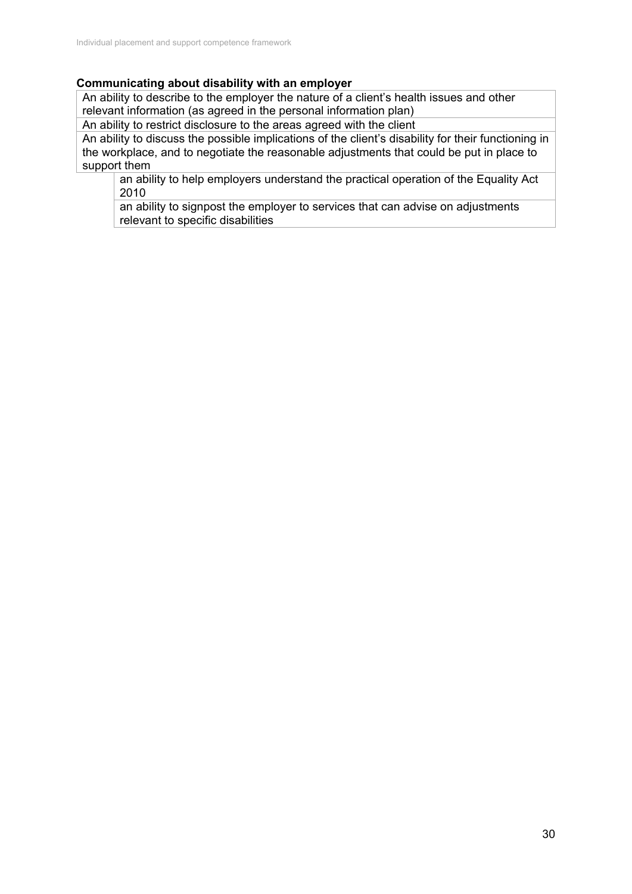**Communicating about disability with an employer**

- An ability to describe to the employer the nature of a client's health issues and other relevant information (as agreed in the personal information plan)
- An ability to restrict disclosure to the areas agreed with the client
- An ability to discuss the possible implications of the client's disability for their functioning in the workplace, and to negotiate the reasonable adjustments that could be put in place to support them
  - an ability to help employers understand the practical operation of the Equality Act 2010
  - an ability to signpost the employer to services that can advise on adjustments relevant to specific disabilities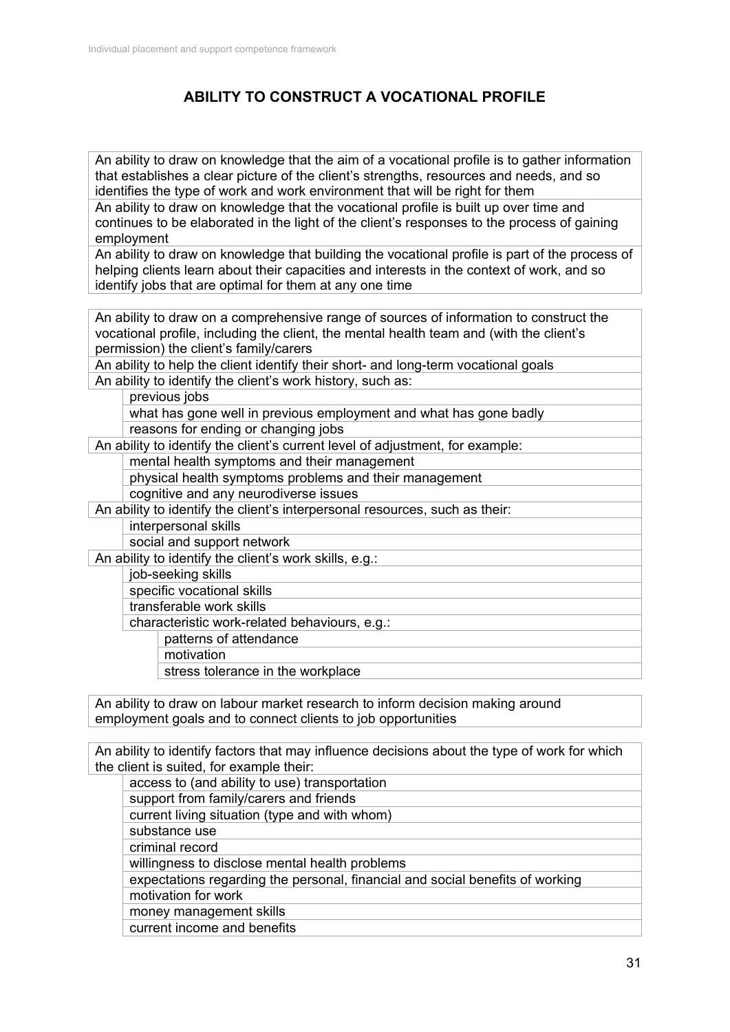## ABILITY TO CONSTRUCT A VOCATIONAL PROFILE

An ability to draw on knowledge that the aim of a vocational profile is to gather information that establishes a clear picture of the client's strengths, resources and needs, and so identifies the type of work and work environment that will be right for them

An ability to draw on knowledge that the vocational profile is built up over time and continues to be elaborated in the light of the client's responses to the process of gaining employment

An ability to draw on knowledge that building the vocational profile is part of the process of helping clients learn about their capacities and interests in the context of work, and so identify jobs that are optimal for them at any one time

An ability to draw on a comprehensive range of sources of information to construct the vocational profile, including the client, the mental health team and (with the client's permission) the client's family/carers

An ability to help the client identify their short- and long-term vocational goals

An ability to identify the client's work history, such as:

- previous jobs
- what has gone well in previous employment and what has gone badly
- reasons for ending or changing jobs

An ability to identify the client's current level of adjustment, for example:

- mental health symptoms and their management
- physical health symptoms problems and their management
- cognitive and any neurodiverse issues

An ability to identify the client's interpersonal resources, such as their:

- interpersonal skills
- social and support network

An ability to identify the client's work skills, e.g.:

- job-seeking skills
- specific vocational skills
- transferable work skills
- characteristic work-related behaviours, e.g.:
  - patterns of attendance
  - motivation
  - stress tolerance in the workplace

An ability to draw on labour market research to inform decision making around employment goals and to connect clients to job opportunities

An ability to identify factors that may influence decisions about the type of work for which the client is suited, for example their:

- access to (and ability to use) transportation
- support from family/carers and friends
- current living situation (type and with whom)
- substance use
- criminal record
- willingness to disclose mental health problems
- expectations regarding the personal, financial and social benefits of working
- motivation for work
- money management skills
- current income and benefits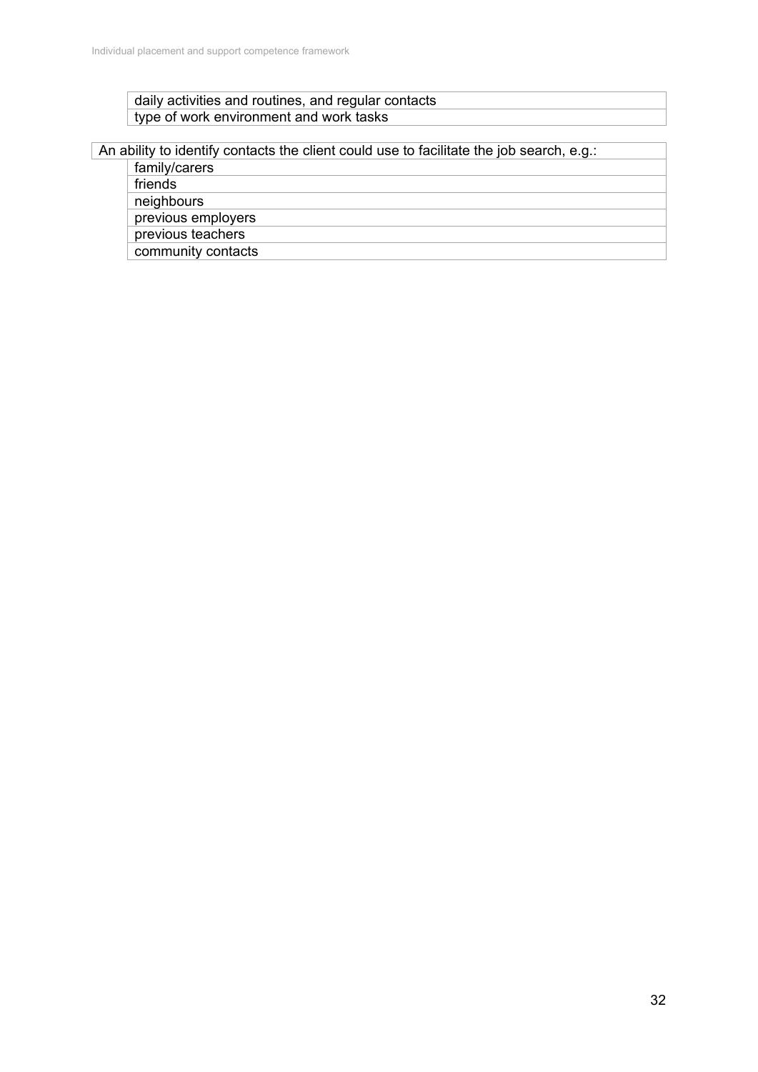- daily activities and routines, and regular contacts
- type of work environment and work tasks

An ability to identify contacts the client could use to facilitate the job search, e.g.:

- family/carers
- friends
- neighbours
- previous employers
- previous teachers
- community contacts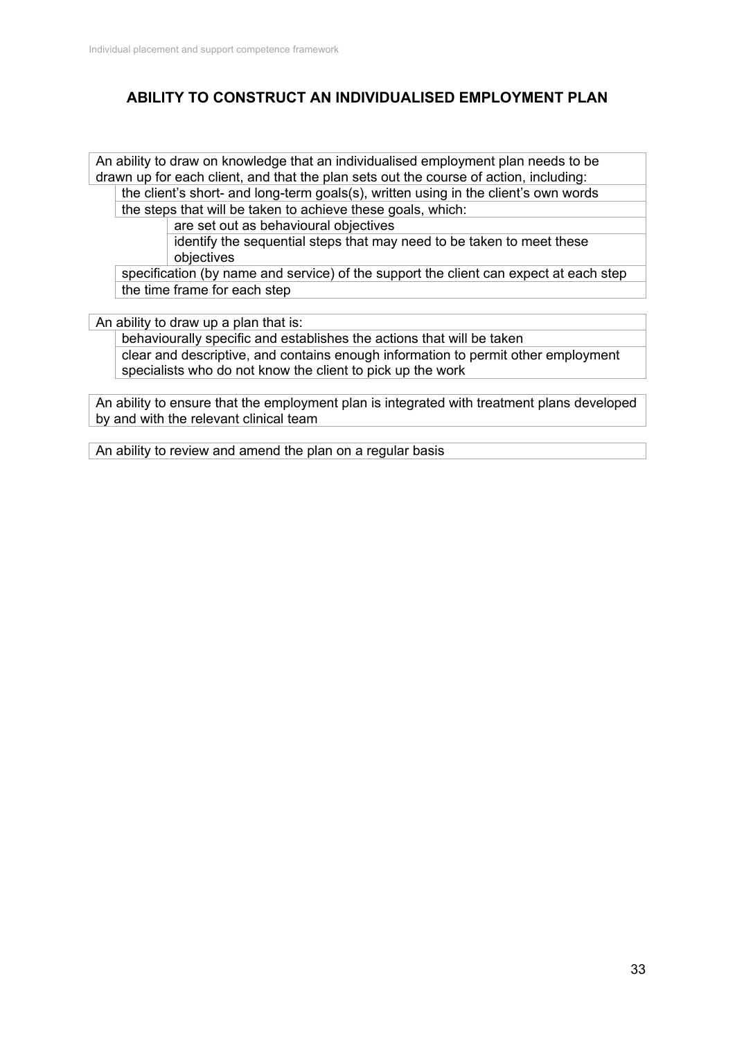## ABILITY TO CONSTRUCT AN INDIVIDUALISED EMPLOYMENT PLAN

An ability to draw on knowledge that an individualised employment plan needs to be drawn up for each client, and that the plan sets out the course of action, including:

- the client's short- and long-term goals(s), written using in the client's own words
- the steps that will be taken to achieve these goals, which:
  - are set out as behavioural objectives
  - identify the sequential steps that may need to be taken to meet these objectives
- specification (by name and service) of the support the client can expect at each step
- the time frame for each step

An ability to draw up a plan that is:

- behaviourally specific and establishes the actions that will be taken
- clear and descriptive, and contains enough information to permit other employment specialists who do not know the client to pick up the work

An ability to ensure that the employment plan is integrated with treatment plans developed by and with the relevant clinical team

An ability to review and amend the plan on a regular basis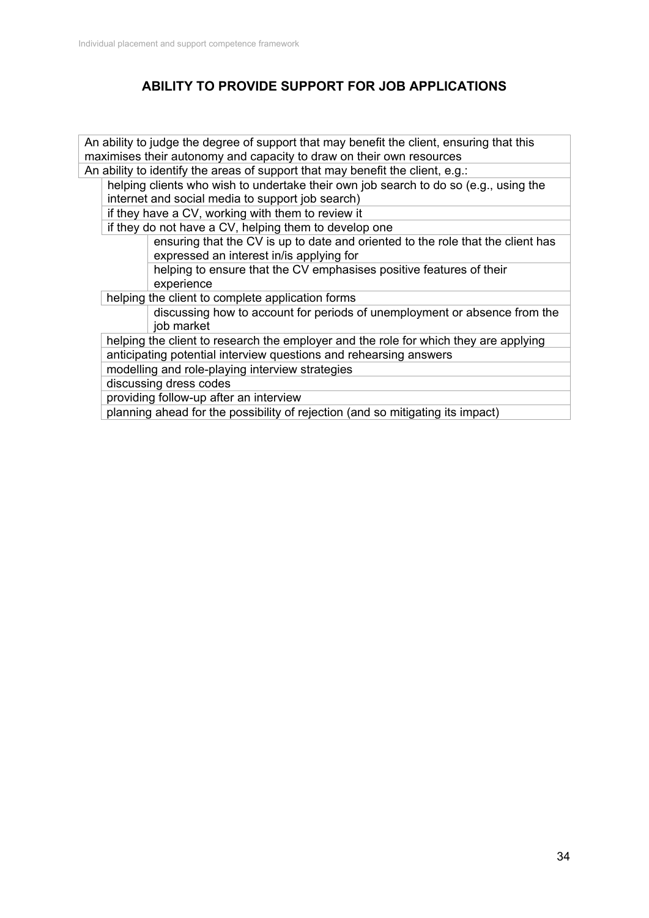## ABILITY TO PROVIDE SUPPORT FOR JOB APPLICATIONS

- An ability to judge the degree of support that may benefit the client, ensuring that this maximises their autonomy and capacity to draw on their own resources
- An ability to identify the areas of support that may benefit the client, e.g.:
  - helping clients who wish to undertake their own job search to do so (e.g., using the internet and social media to support job search)
  - if they have a CV, working with them to review it
  - if they do not have a CV, helping them to develop one
    - ensuring that the CV is up to date and oriented to the role that the client has expressed an interest in/is applying for
    - helping to ensure that the CV emphasises positive features of their experience
  - helping the client to complete application forms
    - discussing how to account for periods of unemployment or absence from the job market
  - helping the client to research the employer and the role for which they are applying
  - anticipating potential interview questions and rehearsing answers
  - modelling and role-playing interview strategies
  - discussing dress codes
  - providing follow-up after an interview
  - planning ahead for the possibility of rejection (and so mitigating its impact)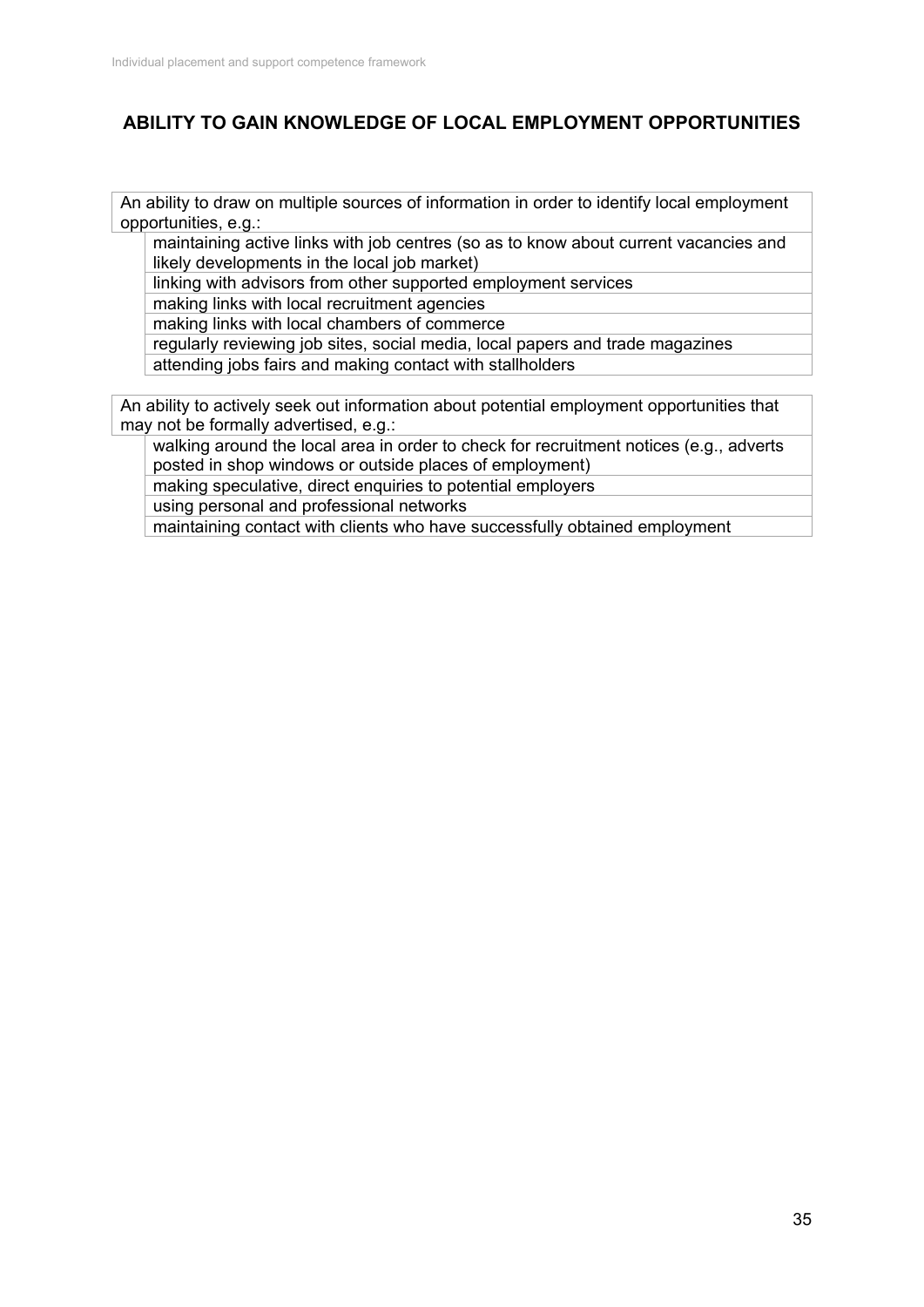## ABILITY TO GAIN KNOWLEDGE OF LOCAL EMPLOYMENT OPPORTUNITIES

An ability to draw on multiple sources of information in order to identify local employment opportunities, e.g.:

- maintaining active links with job centres (so as to know about current vacancies and likely developments in the local job market)
- linking with advisors from other supported employment services
- making links with local recruitment agencies
- making links with local chambers of commerce
- regularly reviewing job sites, social media, local papers and trade magazines
- attending jobs fairs and making contact with stallholders

An ability to actively seek out information about potential employment opportunities that may not be formally advertised, e.g.:

- walking around the local area in order to check for recruitment notices (e.g., adverts posted in shop windows or outside places of employment)
- making speculative, direct enquiries to potential employers
- using personal and professional networks
- maintaining contact with clients who have successfully obtained employment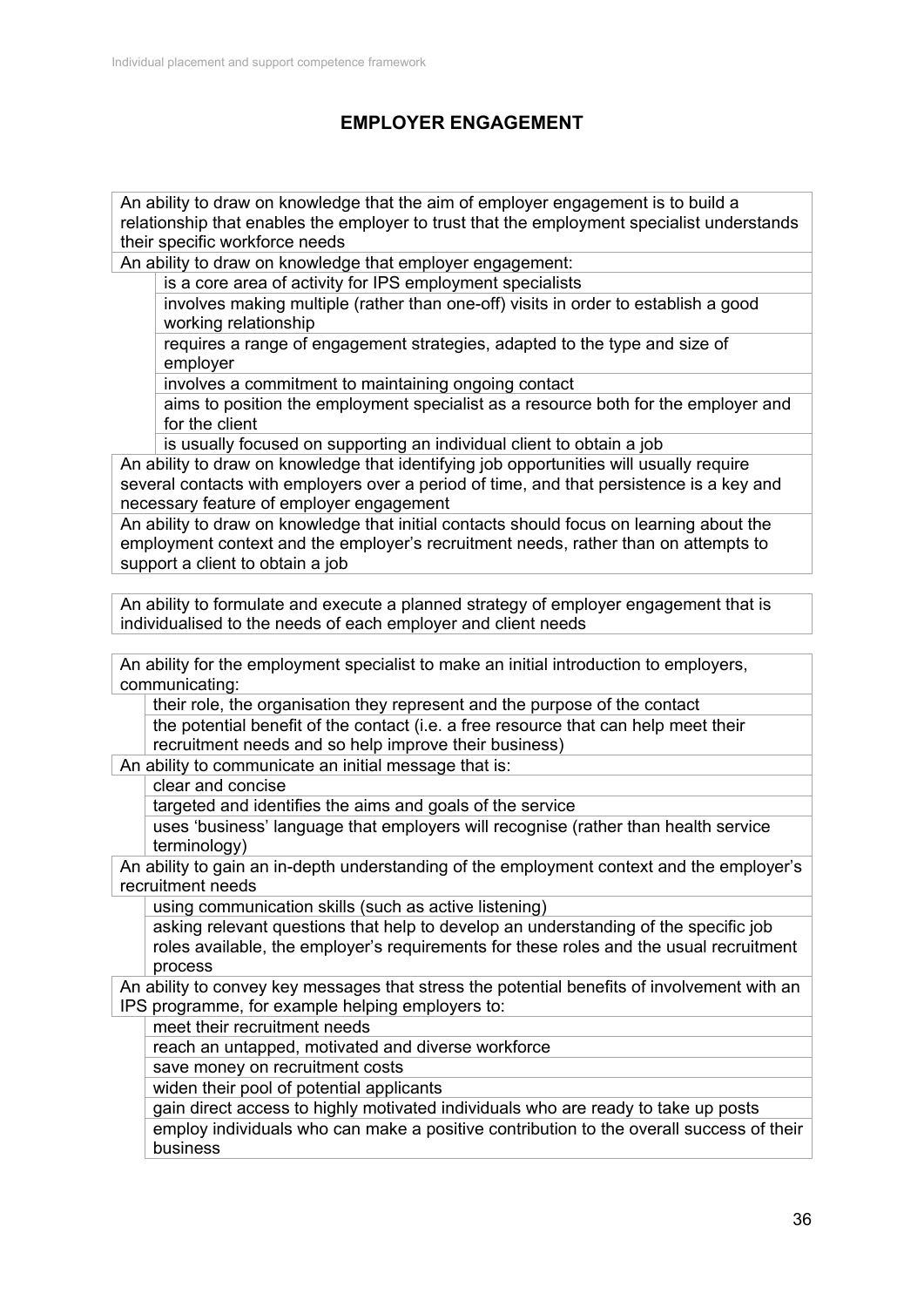# EMPLOYER ENGAGEMENT

An ability to draw on knowledge that the aim of employer engagement is to build a relationship that enables the employer to trust that the employment specialist understands their specific workforce needs

An ability to draw on knowledge that employer engagement:

- is a core area of activity for IPS employment specialists
- involves making multiple (rather than one-off) visits in order to establish a good working relationship
- requires a range of engagement strategies, adapted to the type and size of employer
- involves a commitment to maintaining ongoing contact
- aims to position the employment specialist as a resource both for the employer and for the client
- is usually focused on supporting an individual client to obtain a job

An ability to draw on knowledge that identifying job opportunities will usually require several contacts with employers over a period of time, and that persistence is a key and necessary feature of employer engagement

An ability to draw on knowledge that initial contacts should focus on learning about the employment context and the employer's recruitment needs, rather than on attempts to support a client to obtain a job

An ability to formulate and execute a planned strategy of employer engagement that is individualised to the needs of each employer and client needs

An ability for the employment specialist to make an initial introduction to employers, communicating:

- their role, the organisation they represent and the purpose of the contact
- the potential benefit of the contact (i.e. a free resource that can help meet their recruitment needs and so help improve their business)

An ability to communicate an initial message that is:

- clear and concise
- targeted and identifies the aims and goals of the service
- uses 'business' language that employers will recognise (rather than health service terminology)

An ability to gain an in-depth understanding of the employment context and the employer's recruitment needs

- using communication skills (such as active listening)
- asking relevant questions that help to develop an understanding of the specific job roles available, the employer's requirements for these roles and the usual recruitment process

An ability to convey key messages that stress the potential benefits of involvement with an IPS programme, for example helping employers to:

- meet their recruitment needs
- reach an untapped, motivated and diverse workforce
- save money on recruitment costs
- widen their pool of potential applicants
- gain direct access to highly motivated individuals who are ready to take up posts
- employ individuals who can make a positive contribution to the overall success of their business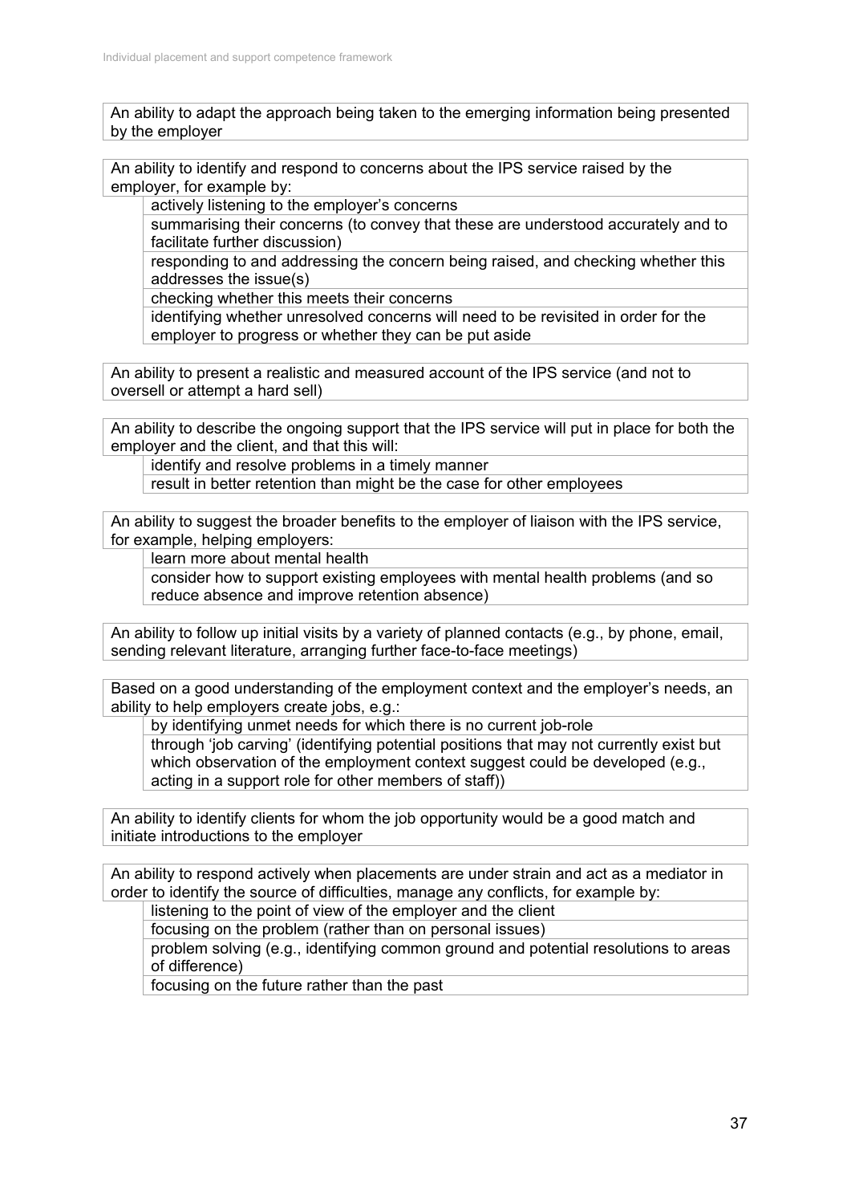An ability to adapt the approach being taken to the emerging information being presented by the employer

An ability to identify and respond to concerns about the IPS service raised by the employer, for example by:

- actively listening to the employer's concerns
- summarising their concerns (to convey that these are understood accurately and to facilitate further discussion)
- responding to and addressing the concern being raised, and checking whether this addresses the issue(s)
- checking whether this meets their concerns
- identifying whether unresolved concerns will need to be revisited in order for the employer to progress or whether they can be put aside

An ability to present a realistic and measured account of the IPS service (and not to oversell or attempt a hard sell)

An ability to describe the ongoing support that the IPS service will put in place for both the employer and the client, and that this will:

- identify and resolve problems in a timely manner
- result in better retention than might be the case for other employees

An ability to suggest the broader benefits to the employer of liaison with the IPS service, for example, helping employers:

- learn more about mental health
- consider how to support existing employees with mental health problems (and so reduce absence and improve retention absence)

An ability to follow up initial visits by a variety of planned contacts (e.g., by phone, email, sending relevant literature, arranging further face-to-face meetings)

Based on a good understanding of the employment context and the employer's needs, an ability to help employers create jobs, e.g.:

- by identifying unmet needs for which there is no current job-role
- through 'job carving' (identifying potential positions that may not currently exist but which observation of the employment context suggest could be developed (e.g., acting in a support role for other members of staff))

An ability to identify clients for whom the job opportunity would be a good match and initiate introductions to the employer

An ability to respond actively when placements are under strain and act as a mediator in order to identify the source of difficulties, manage any conflicts, for example by:

- listening to the point of view of the employer and the client
- focusing on the problem (rather than on personal issues)
- problem solving (e.g., identifying common ground and potential resolutions to areas of difference)
- focusing on the future rather than the past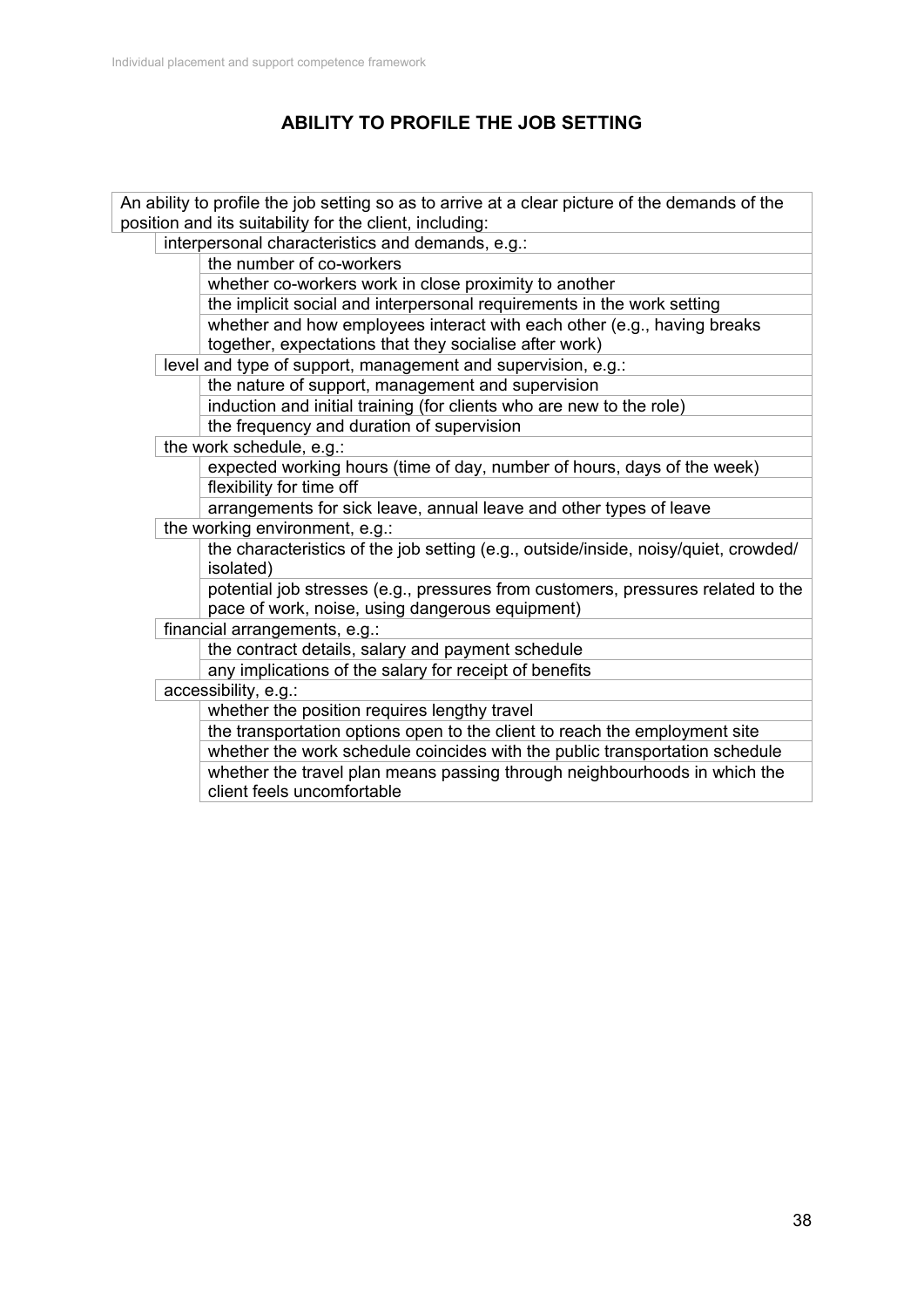## ABILITY TO PROFILE THE JOB SETTING

An ability to profile the job setting so as to arrive at a clear picture of the demands of the position and its suitability for the client, including:

- interpersonal characteristics and demands, e.g.:
  - the number of co-workers
  - whether co-workers work in close proximity to another
  - the implicit social and interpersonal requirements in the work setting
  - whether and how employees interact with each other (e.g., having breaks together, expectations that they socialise after work)
- level and type of support, management and supervision, e.g.:
  - the nature of support, management and supervision
  - induction and initial training (for clients who are new to the role)
  - the frequency and duration of supervision
- the work schedule, e.g.:
  - expected working hours (time of day, number of hours, days of the week)
  - flexibility for time off
  - arrangements for sick leave, annual leave and other types of leave
- the working environment, e.g.:
  - the characteristics of the job setting (e.g., outside/inside, noisy/quiet, crowded/isolated)
  - potential job stresses (e.g., pressures from customers, pressures related to the pace of work, noise, using dangerous equipment)
- financial arrangements, e.g.:
  - the contract details, salary and payment schedule
  - any implications of the salary for receipt of benefits
- accessibility, e.g.:
  - whether the position requires lengthy travel
  - the transportation options open to the client to reach the employment site
  - whether the work schedule coincides with the public transportation schedule
  - whether the travel plan means passing through neighbourhoods in which the client feels uncomfortable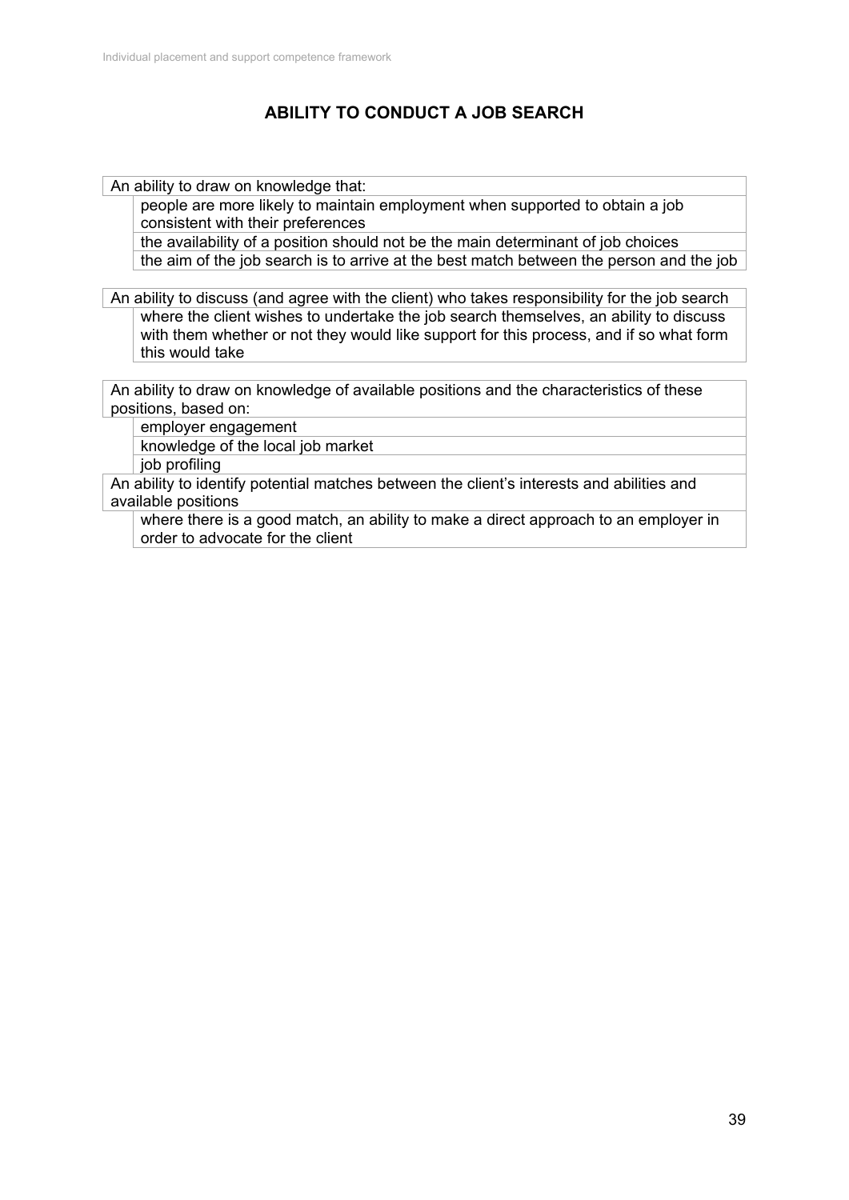## ABILITY TO CONDUCT A JOB SEARCH

An ability to draw on knowledge that:

- people are more likely to maintain employment when supported to obtain a job consistent with their preferences
- the availability of a position should not be the main determinant of job choices
- the aim of the job search is to arrive at the best match between the person and the job

An ability to discuss (and agree with the client) who takes responsibility for the job search

- where the client wishes to undertake the job search themselves, an ability to discuss with them whether or not they would like support for this process, and if so what form this would take

An ability to draw on knowledge of available positions and the characteristics of these positions, based on:

- employer engagement
- knowledge of the local job market
- job profiling

An ability to identify potential matches between the client's interests and abilities and available positions

- where there is a good match, an ability to make a direct approach to an employer in order to advocate for the client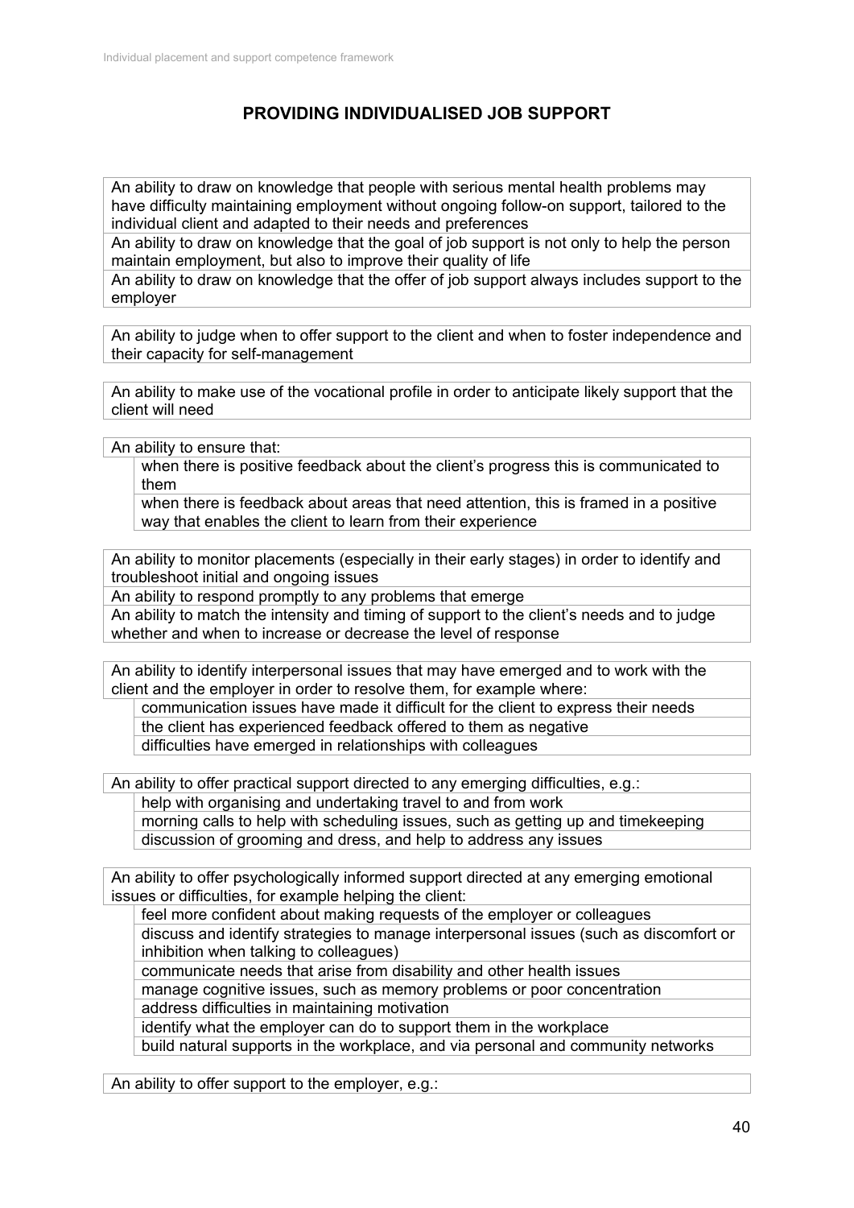## PROVIDING INDIVIDUALISED JOB SUPPORT

An ability to draw on knowledge that people with serious mental health problems may have difficulty maintaining employment without ongoing follow-on support, tailored to the individual client and adapted to their needs and preferences

An ability to draw on knowledge that the goal of job support is not only to help the person maintain employment, but also to improve their quality of life

An ability to draw on knowledge that the offer of job support always includes support to the employer

An ability to judge when to offer support to the client and when to foster independence and their capacity for self-management

An ability to make use of the vocational profile in order to anticipate likely support that the client will need

An ability to ensure that:

- when there is positive feedback about the client's progress this is communicated to them
- when there is feedback about areas that need attention, this is framed in a positive way that enables the client to learn from their experience

An ability to monitor placements (especially in their early stages) in order to identify and troubleshoot initial and ongoing issues

An ability to respond promptly to any problems that emerge

An ability to match the intensity and timing of support to the client's needs and to judge whether and when to increase or decrease the level of response

An ability to identify interpersonal issues that may have emerged and to work with the client and the employer in order to resolve them, for example where:

- communication issues have made it difficult for the client to express their needs
- the client has experienced feedback offered to them as negative
- difficulties have emerged in relationships with colleagues

An ability to offer practical support directed to any emerging difficulties, e.g.:

- help with organising and undertaking travel to and from work
- morning calls to help with scheduling issues, such as getting up and timekeeping
- discussion of grooming and dress, and help to address any issues

An ability to offer psychologically informed support directed at any emerging emotional issues or difficulties, for example helping the client:

- feel more confident about making requests of the employer or colleagues
- discuss and identify strategies to manage interpersonal issues (such as discomfort or inhibition when talking to colleagues)
- communicate needs that arise from disability and other health issues
- manage cognitive issues, such as memory problems or poor concentration
- address difficulties in maintaining motivation
- identify what the employer can do to support them in the workplace
- build natural supports in the workplace, and via personal and community networks

An ability to offer support to the employer, e.g.: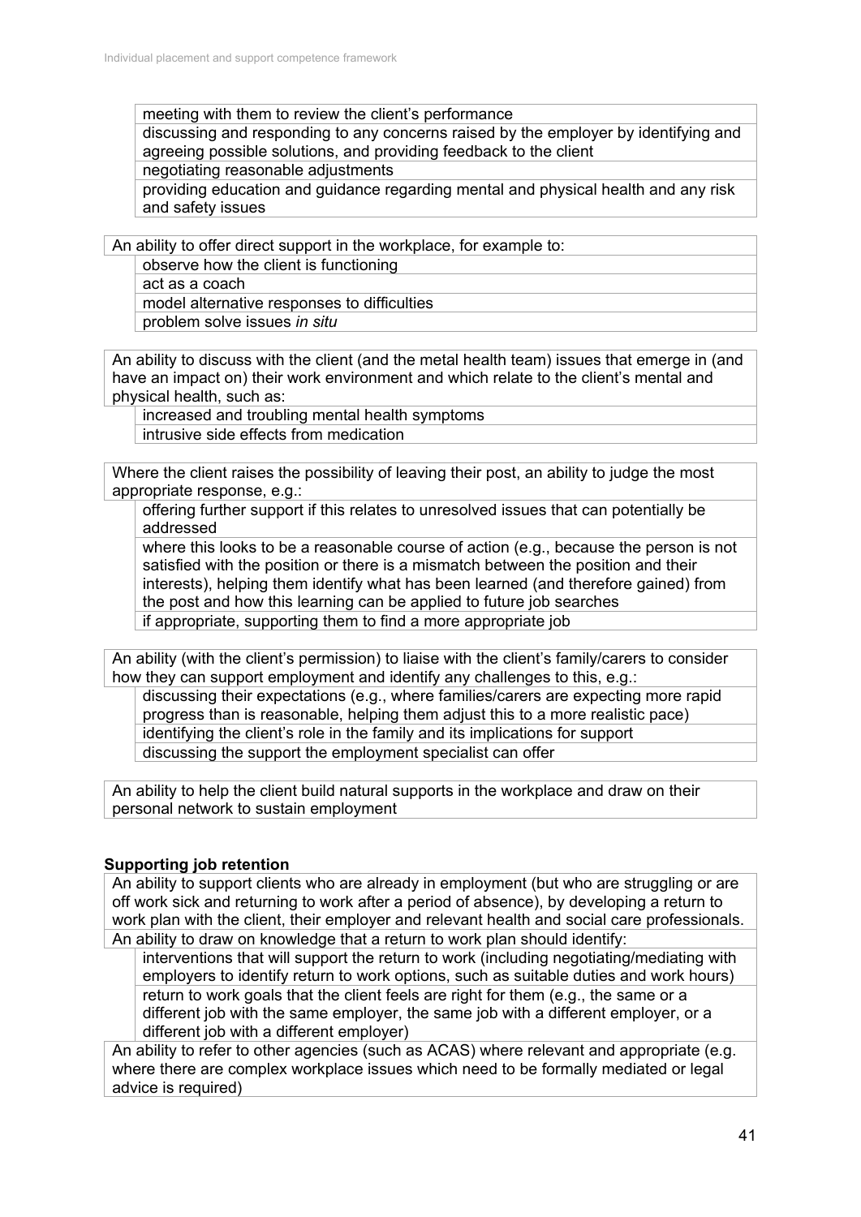- meeting with them to review the client's performance
- discussing and responding to any concerns raised by the employer by identifying and agreeing possible solutions, and providing feedback to the client
- negotiating reasonable adjustments
- providing education and guidance regarding mental and physical health and any risk and safety issues

An ability to offer direct support in the workplace, for example to:

- observe how the client is functioning
- act as a coach
- model alternative responses to difficulties
- problem solve issues *in situ*

An ability to discuss with the client (and the metal health team) issues that emerge in (and have an impact on) their work environment and which relate to the client's mental and physical health, such as:

- increased and troubling mental health symptoms
- intrusive side effects from medication

Where the client raises the possibility of leaving their post, an ability to judge the most appropriate response, e.g.:

- offering further support if this relates to unresolved issues that can potentially be addressed
- where this looks to be a reasonable course of action (e.g., because the person is not satisfied with the position or there is a mismatch between the position and their interests), helping them identify what has been learned (and therefore gained) from the post and how this learning can be applied to future job searches
- if appropriate, supporting them to find a more appropriate job

An ability (with the client's permission) to liaise with the client's family/carers to consider how they can support employment and identify any challenges to this, e.g.:

- discussing their expectations (e.g., where families/carers are expecting more rapid progress than is reasonable, helping them adjust this to a more realistic pace)
- identifying the client's role in the family and its implications for support
- discussing the support the employment specialist can offer

An ability to help the client build natural supports in the workplace and draw on their personal network to sustain employment

**Supporting job retention**

An ability to support clients who are already in employment (but who are struggling or are off work sick and returning to work after a period of absence), by developing a return to work plan with the client, their employer and relevant health and social care professionals.

An ability to draw on knowledge that a return to work plan should identify:

- interventions that will support the return to work (including negotiating/mediating with employers to identify return to work options, such as suitable duties and work hours)
- return to work goals that the client feels are right for them (e.g., the same or a different job with the same employer, the same job with a different employer, or a different job with a different employer)

An ability to refer to other agencies (such as ACAS) where relevant and appropriate (e.g. where there are complex workplace issues which need to be formally mediated or legal advice is required)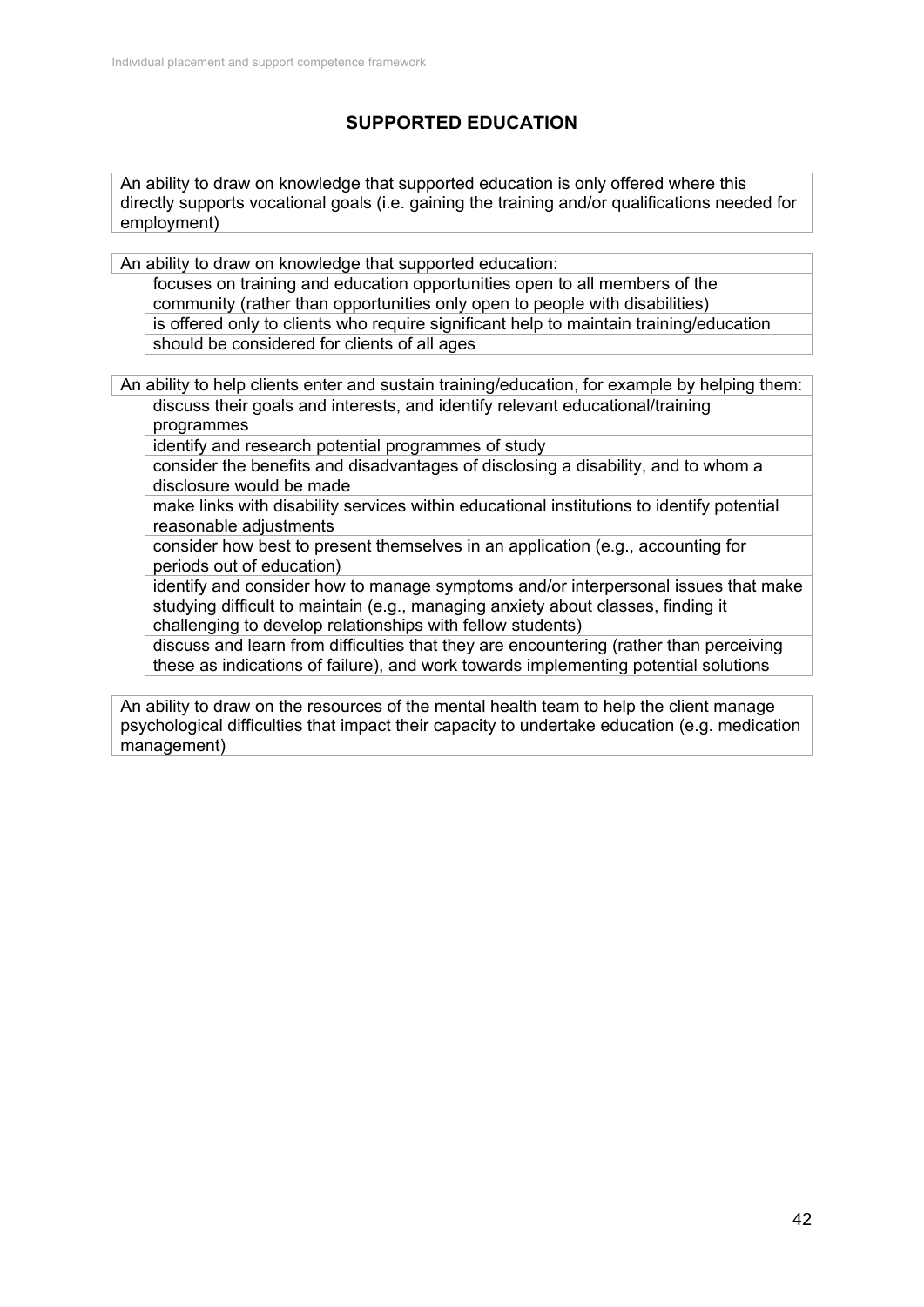## SUPPORTED EDUCATION

An ability to draw on knowledge that supported education is only offered where this directly supports vocational goals (i.e. gaining the training and/or qualifications needed for employment)

An ability to draw on knowledge that supported education:

- focuses on training and education opportunities open to all members of the community (rather than opportunities only open to people with disabilities)
- is offered only to clients who require significant help to maintain training/education
- should be considered for clients of all ages

An ability to help clients enter and sustain training/education, for example by helping them:

- discuss their goals and interests, and identify relevant educational/training programmes
- identify and research potential programmes of study
- consider the benefits and disadvantages of disclosing a disability, and to whom a disclosure would be made
- make links with disability services within educational institutions to identify potential reasonable adjustments
- consider how best to present themselves in an application (e.g., accounting for periods out of education)
- identify and consider how to manage symptoms and/or interpersonal issues that make studying difficult to maintain (e.g., managing anxiety about classes, finding it challenging to develop relationships with fellow students)
- discuss and learn from difficulties that they are encountering (rather than perceiving these as indications of failure), and work towards implementing potential solutions

An ability to draw on the resources of the mental health team to help the client manage psychological difficulties that impact their capacity to undertake education (e.g. medication management)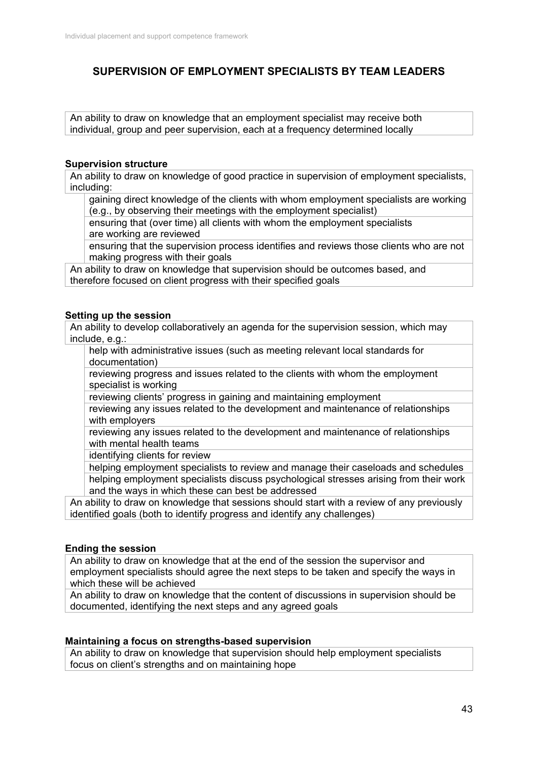## SUPERVISION OF EMPLOYMENT SPECIALISTS BY TEAM LEADERS

An ability to draw on knowledge that an employment specialist may receive both individual, group and peer supervision, each at a frequency determined locally

### Supervision structure

An ability to draw on knowledge of good practice in supervision of employment specialists, including:

- gaining direct knowledge of the clients with whom employment specialists are working (e.g., by observing their meetings with the employment specialist)
- ensuring that (over time) all clients with whom the employment specialists are working are reviewed
- ensuring that the supervision process identifies and reviews those clients who are not making progress with their goals

An ability to draw on knowledge that supervision should be outcomes based, and therefore focused on client progress with their specified goals

### Setting up the session

An ability to develop collaboratively an agenda for the supervision session, which may include, e.g.:

- help with administrative issues (such as meeting relevant local standards for documentation)
- reviewing progress and issues related to the clients with whom the employment specialist is working
- reviewing clients' progress in gaining and maintaining employment
- reviewing any issues related to the development and maintenance of relationships with employers
- reviewing any issues related to the development and maintenance of relationships with mental health teams
- identifying clients for review
- helping employment specialists to review and manage their caseloads and schedules
- helping employment specialists discuss psychological stresses arising from their work and the ways in which these can best be addressed

An ability to draw on knowledge that sessions should start with a review of any previously identified goals (both to identify progress and identify any challenges)

### Ending the session

An ability to draw on knowledge that at the end of the session the supervisor and employment specialists should agree the next steps to be taken and specify the ways in which these will be achieved

An ability to draw on knowledge that the content of discussions in supervision should be documented, identifying the next steps and any agreed goals

### Maintaining a focus on strengths-based supervision

An ability to draw on knowledge that supervision should help employment specialists focus on client's strengths and on maintaining hope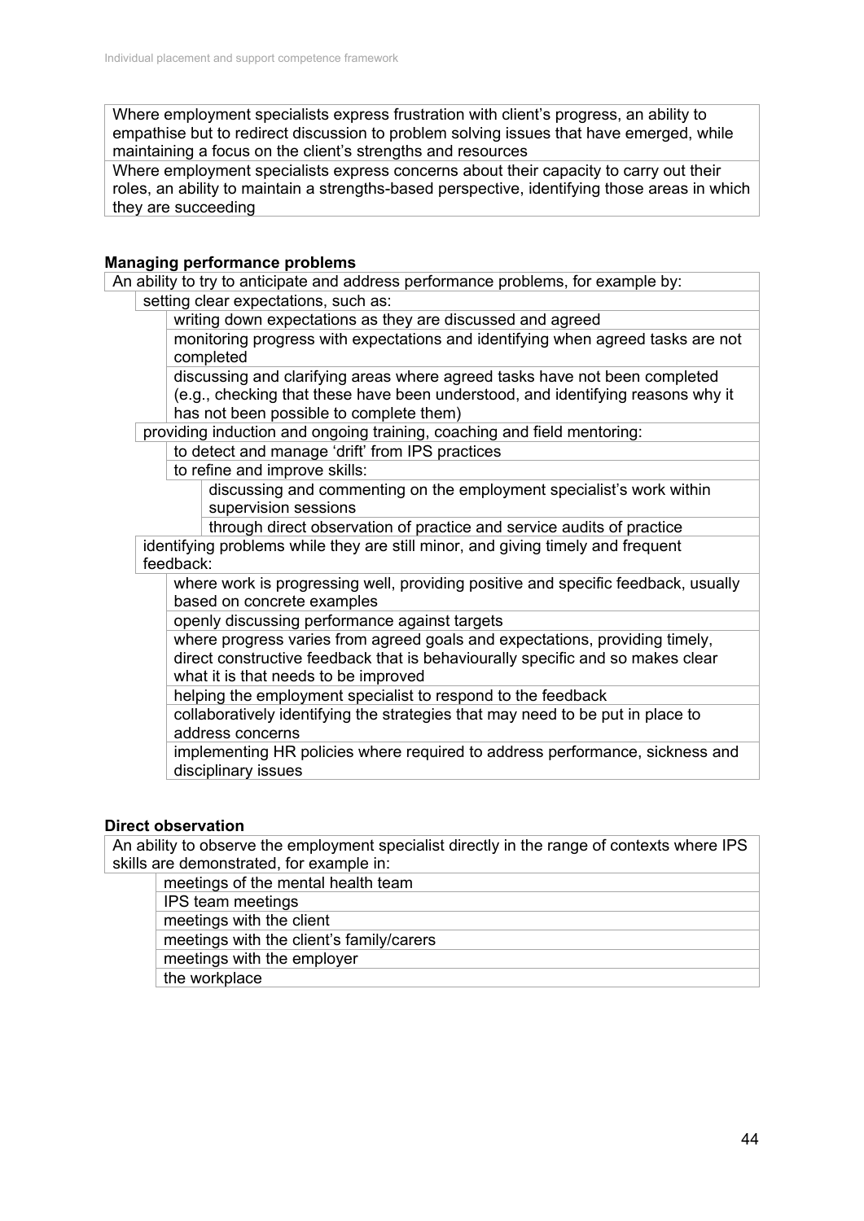Where employment specialists express frustration with client's progress, an ability to empathise but to redirect discussion to problem solving issues that have emerged, while maintaining a focus on the client's strengths and resources

Where employment specialists express concerns about their capacity to carry out their roles, an ability to maintain a strengths-based perspective, identifying those areas in which they are succeeding

**Managing performance problems**

An ability to try to anticipate and address performance problems, for example by:

- setting clear expectations, such as:
  - writing down expectations as they are discussed and agreed
  - monitoring progress with expectations and identifying when agreed tasks are not completed
  - discussing and clarifying areas where agreed tasks have not been completed (e.g., checking that these have been understood, and identifying reasons why it has not been possible to complete them)
- providing induction and ongoing training, coaching and field mentoring:
  - to detect and manage 'drift' from IPS practices
  - to refine and improve skills:
    - discussing and commenting on the employment specialist's work within supervision sessions
    - through direct observation of practice and service audits of practice
- identifying problems while they are still minor, and giving timely and frequent feedback:
  - where work is progressing well, providing positive and specific feedback, usually based on concrete examples
  - openly discussing performance against targets
  - where progress varies from agreed goals and expectations, providing timely, direct constructive feedback that is behaviourally specific and so makes clear what it is that needs to be improved
  - helping the employment specialist to respond to the feedback
  - collaboratively identifying the strategies that may need to be put in place to address concerns
  - implementing HR policies where required to address performance, sickness and disciplinary issues

**Direct observation**

An ability to observe the employment specialist directly in the range of contexts where IPS skills are demonstrated, for example in:

- meetings of the mental health team
- IPS team meetings
- meetings with the client
- meetings with the client's family/carers
- meetings with the employer
- the workplace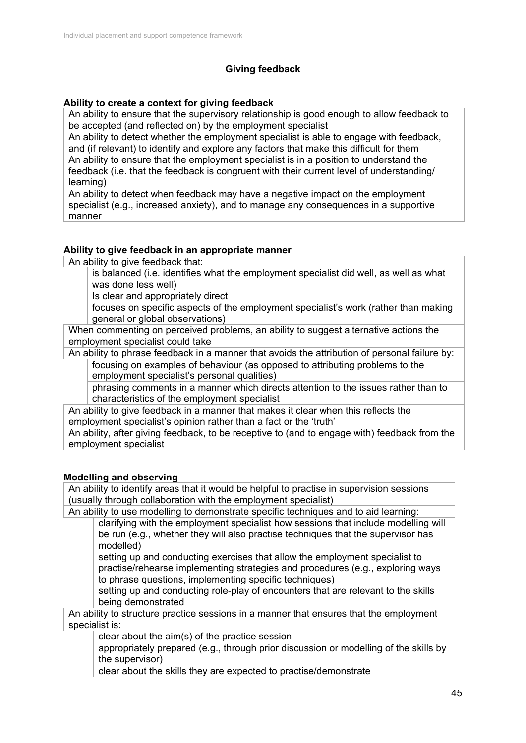## Giving feedback

### Ability to create a context for giving feedback

- An ability to ensure that the supervisory relationship is good enough to allow feedback to be accepted (and reflected on) by the employment specialist
- An ability to detect whether the employment specialist is able to engage with feedback, and (if relevant) to identify and explore any factors that make this difficult for them
- An ability to ensure that the employment specialist is in a position to understand the feedback (i.e. that the feedback is congruent with their current level of understanding/ learning)
- An ability to detect when feedback may have a negative impact on the employment specialist (e.g., increased anxiety), and to manage any consequences in a supportive manner

### Ability to give feedback in an appropriate manner

- An ability to give feedback that:
  - is balanced (i.e. identifies what the employment specialist did well, as well as what was done less well)
  - Is clear and appropriately direct
  - focuses on specific aspects of the employment specialist's work (rather than making general or global observations)
- When commenting on perceived problems, an ability to suggest alternative actions the employment specialist could take
- An ability to phrase feedback in a manner that avoids the attribution of personal failure by:
  - focusing on examples of behaviour (as opposed to attributing problems to the employment specialist's personal qualities)
  - phrasing comments in a manner which directs attention to the issues rather than to characteristics of the employment specialist
- An ability to give feedback in a manner that makes it clear when this reflects the employment specialist's opinion rather than a fact or the 'truth'
- An ability, after giving feedback, to be receptive to (and to engage with) feedback from the employment specialist

### Modelling and observing

- An ability to identify areas that it would be helpful to practise in supervision sessions (usually through collaboration with the employment specialist)
- An ability to use modelling to demonstrate specific techniques and to aid learning:
  - clarifying with the employment specialist how sessions that include modelling will be run (e.g., whether they will also practise techniques that the supervisor has modelled)
  - setting up and conducting exercises that allow the employment specialist to practise/rehearse implementing strategies and procedures (e.g., exploring ways to phrase questions, implementing specific techniques)
  - setting up and conducting role-play of encounters that are relevant to the skills being demonstrated
- An ability to structure practice sessions in a manner that ensures that the employment specialist is:
  - clear about the aim(s) of the practice session
  - appropriately prepared (e.g., through prior discussion or modelling of the skills by the supervisor)
  - clear about the skills they are expected to practise/demonstrate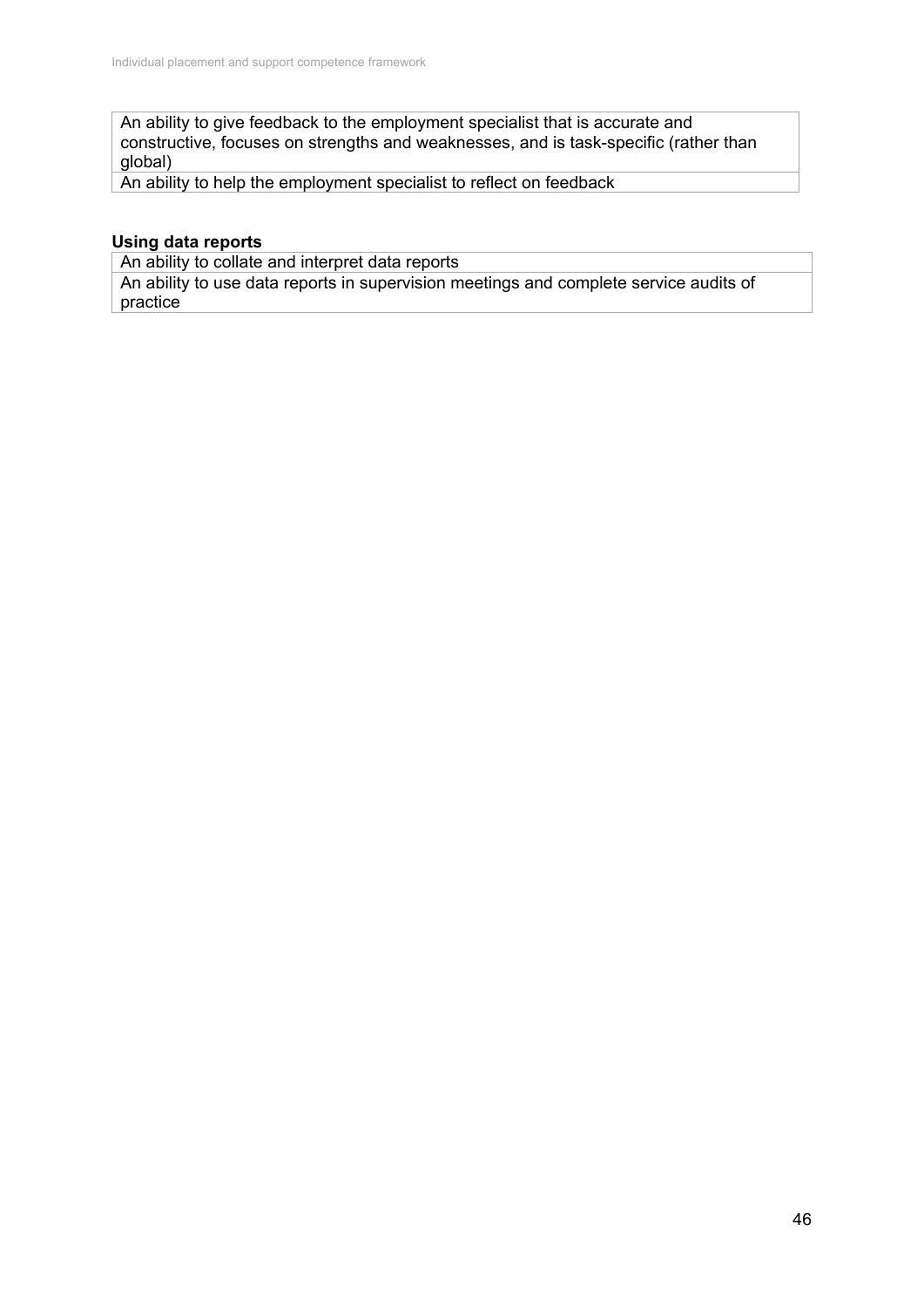| An ability to give feedback to the employment specialist that is accurate and constructive, focuses on strengths and weaknesses, and is task-specific (rather than global) |
|---|
| An ability to help the employment specialist to reflect on feedback |

**Using data reports**

| An ability to collate and interpret data reports |
|---|
| An ability to use data reports in supervision meetings and complete service audits of practice |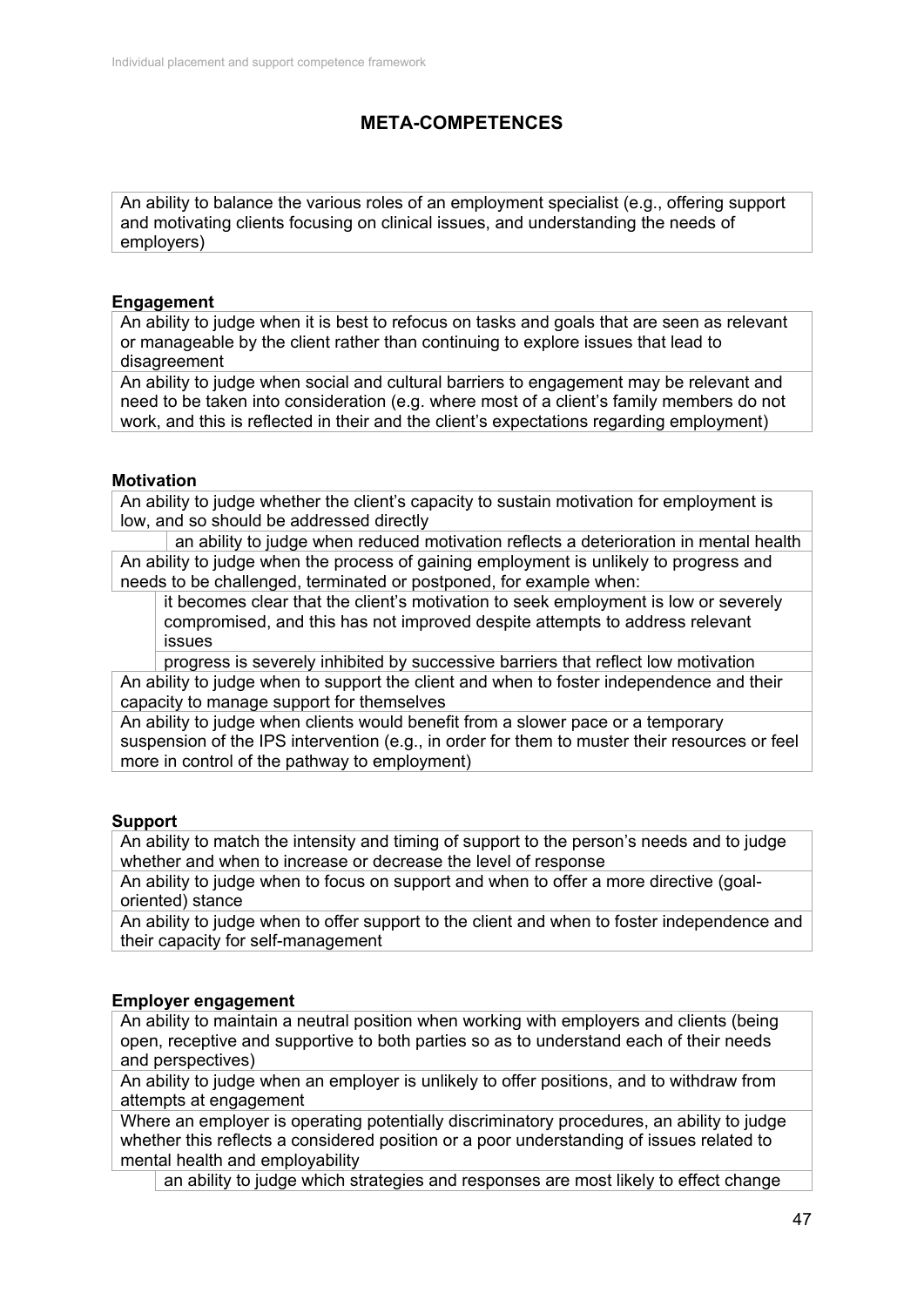## META-COMPETENCES

An ability to balance the various roles of an employment specialist (e.g., offering support and motivating clients focusing on clinical issues, and understanding the needs of employers)

**Engagement**

An ability to judge when it is best to refocus on tasks and goals that are seen as relevant or manageable by the client rather than continuing to explore issues that lead to disagreement

An ability to judge when social and cultural barriers to engagement may be relevant and need to be taken into consideration (e.g. where most of a client's family members do not work, and this is reflected in their and the client's expectations regarding employment)

**Motivation**

An ability to judge whether the client's capacity to sustain motivation for employment is low, and so should be addressed directly

- an ability to judge when reduced motivation reflects a deterioration in mental health

An ability to judge when the process of gaining employment is unlikely to progress and needs to be challenged, terminated or postponed, for example when:

- it becomes clear that the client's motivation to seek employment is low or severely compromised, and this has not improved despite attempts to address relevant issues
- progress is severely inhibited by successive barriers that reflect low motivation

An ability to judge when to support the client and when to foster independence and their capacity to manage support for themselves

An ability to judge when clients would benefit from a slower pace or a temporary suspension of the IPS intervention (e.g., in order for them to muster their resources or feel more in control of the pathway to employment)

**Support**

An ability to match the intensity and timing of support to the person's needs and to judge whether and when to increase or decrease the level of response

An ability to judge when to focus on support and when to offer a more directive (goal-oriented) stance

An ability to judge when to offer support to the client and when to foster independence and their capacity for self-management

**Employer engagement**

An ability to maintain a neutral position when working with employers and clients (being open, receptive and supportive to both parties so as to understand each of their needs and perspectives)

An ability to judge when an employer is unlikely to offer positions, and to withdraw from attempts at engagement

Where an employer is operating potentially discriminatory procedures, an ability to judge whether this reflects a considered position or a poor understanding of issues related to mental health and employability

- an ability to judge which strategies and responses are most likely to effect change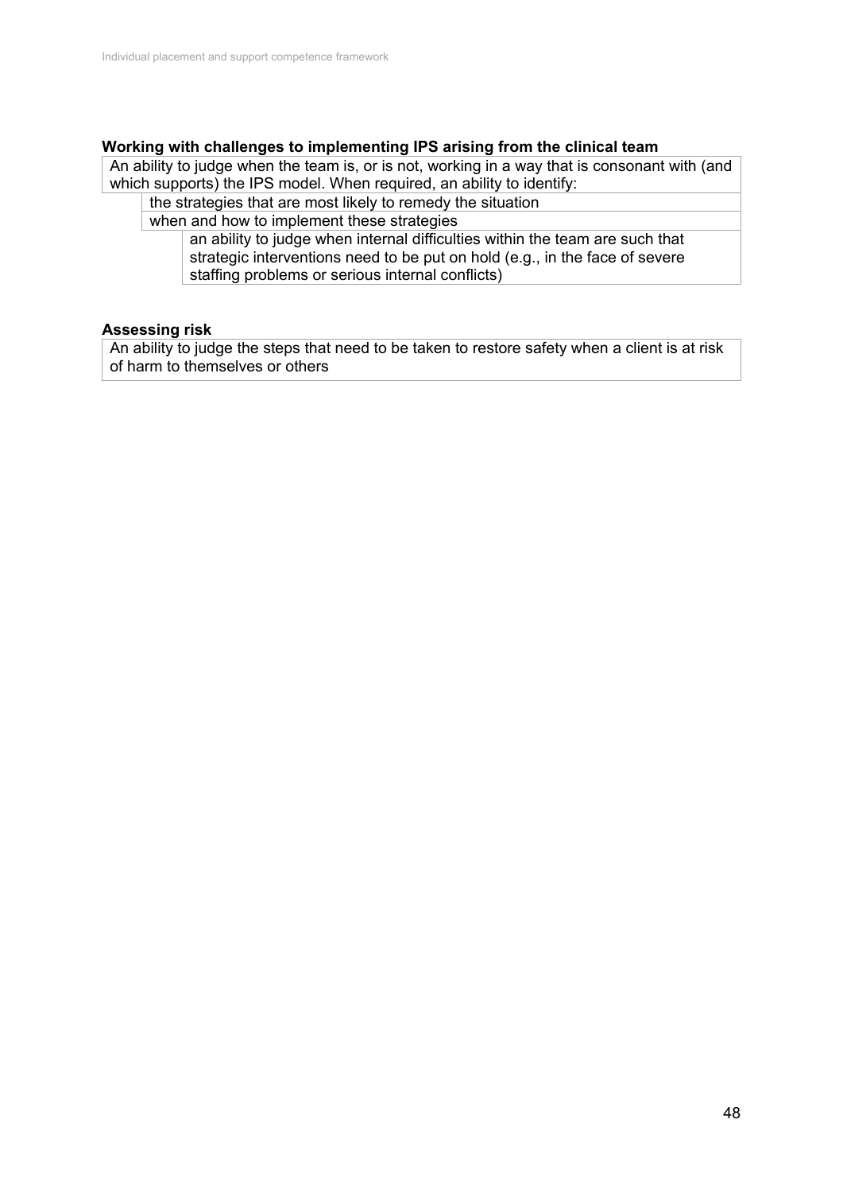**Working with challenges to implementing IPS arising from the clinical team**

An ability to judge when the team is, or is not, working in a way that is consonant with (and which supports) the IPS model. When required, an ability to identify:

- the strategies that are most likely to remedy the situation
- when and how to implement these strategies
  - an ability to judge when internal difficulties within the team are such that strategic interventions need to be put on hold (e.g., in the face of severe staffing problems or serious internal conflicts)

**Assessing risk**

An ability to judge the steps that need to be taken to restore safety when a client is at risk of harm to themselves or others